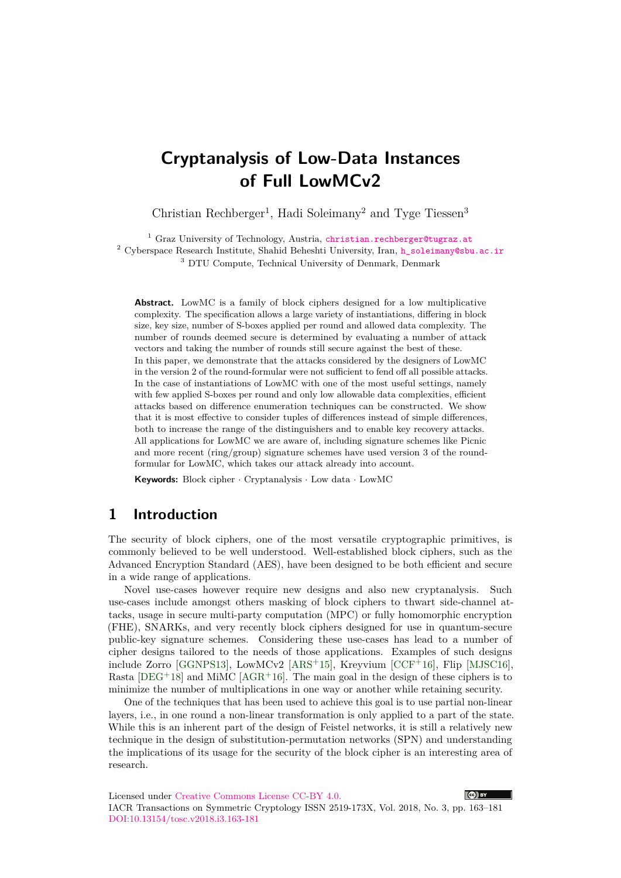# Cryptanalysis of Low-Data Instances of Full LowMCv2

Christian Rechberger[1], Hadi Soleimany[2] and Tyge Tiessen[3]

[1] Graz University of Technology, Austria, christian.rechberger@tugraz.at
[2] Cyberspace Research Institute, Shahid Beheshti University, Iran, h_soleimany@sbu.ac.ir
[3] DTU Compute, Technical University of Denmark, Denmark

**Abstract.** LowMC is a family of block ciphers designed for a low multiplicative complexity. The specification allows a large variety of instantiations, differing in block size, key size, number of S-boxes applied per round and allowed data complexity. The number of rounds deemed secure is determined by evaluating a number of attack vectors and taking the number of rounds still secure against the best of these.
In this paper, we demonstrate that the attacks considered by the designers of LowMC in the version 2 of the round-formular were not sufficient to fend off all possible attacks. In the case of instantiations of LowMC with one of the most useful settings, namely with few applied S-boxes per round and only low allowable data complexities, efficient attacks based on difference enumeration techniques can be constructed. We show that it is most effective to consider tuples of differences instead of simple differences, both to increase the range of the distinguishers and to enable key recovery attacks. All applications for LowMC we are aware of, including signature schemes like Picnic and more recent (ring/group) signature schemes have used version 3 of the round-formular for LowMC, which takes our attack already into account.

**Keywords:** Block cipher · Cryptanalysis · Low data · LowMC

## 1 Introduction

The security of block ciphers, one of the most versatile cryptographic primitives, is commonly believed to be well understood. Well-established block ciphers, such as the Advanced Encryption Standard (AES), have been designed to be both efficient and secure in a wide range of applications.

Novel use-cases however require new designs and also new cryptanalysis. Such use-cases include amongst others masking of block ciphers to thwart side-channel attacks, usage in secure multi-party computation (MPC) or fully homomorphic encryption (FHE), SNARKs, and very recently block ciphers designed for use in quantum-secure public-key signature schemes. Considering these use-cases has lead to a number of cipher designs tailored to the needs of those applications. Examples of such designs include Zorro [GGNPS13], LowMCv2 [ARS+15], Kreyvium [CCF+16], Flip [MJSC16], Rasta [DEG+18] and MiMC [AGR+16]. The main goal in the design of these ciphers is to minimize the number of multiplications in one way or another while retaining security.

One of the techniques that has been used to achieve this goal is to use partial non-linear layers, i.e., in one round a non-linear transformation is only applied to a part of the state. While this is an inherent part of the design of Feistel networks, it is still a relatively new technique in the design of substitution-permutation networks (SPN) and understanding the implications of its usage for the security of the block cipher is an interesting area of research.

Licensed under Creative Commons License CC-BY 4.0.
IACR Transactions on Symmetric Cryptology ISSN 2519-173X, Vol. 2018, No. 3, pp. 163–181
DOI:10.13154/tosc.v2018.i3.163-181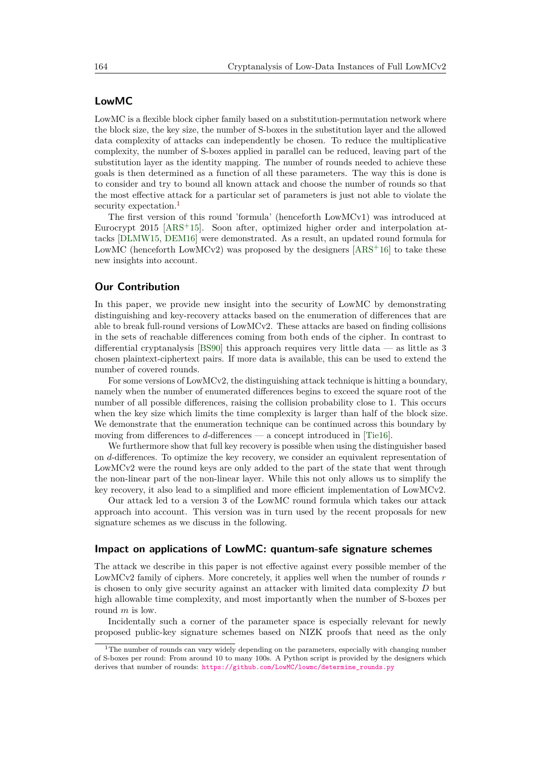## LowMC

LowMC is a flexible block cipher family based on a substitution-permutation network where the block size, the key size, the number of S-boxes in the substitution layer and the allowed data complexity of attacks can independently be chosen. To reduce the multiplicative complexity, the number of S-boxes applied in parallel can be reduced, leaving part of the substitution layer as the identity mapping. The number of rounds needed to achieve these goals is then determined as a function of all these parameters. The way this is done is to consider and try to bound all known attack and choose the number of rounds so that the most effective attack for a particular set of parameters is just not able to violate the security expectation.[1]

The first version of this round 'formula' (henceforth LowMCv1) was introduced at Eurocrypt 2015 [ARS+15]. Soon after, optimized higher order and interpolation attacks [DLMW15, DEM16] were demonstrated. As a result, an updated round formula for LowMC (henceforth LowMCv2) was proposed by the designers [ARS+16] to take these new insights into account.

## Our Contribution

In this paper, we provide new insight into the security of LowMC by demonstrating distinguishing and key-recovery attacks based on the enumeration of differences that are able to break full-round versions of LowMCv2. These attacks are based on finding collisions in the sets of reachable differences coming from both ends of the cipher. In contrast to differential cryptanalysis [BS90] this approach requires very little data — as little as 3 chosen plaintext-ciphertext pairs. If more data is available, this can be used to extend the number of covered rounds.

For some versions of LowMCv2, the distinguishing attack technique is hitting a boundary, namely when the number of enumerated differences begins to exceed the square root of the number of all possible differences, raising the collision probability close to 1. This occurs when the key size which limits the time complexity is larger than half of the block size. We demonstrate that the enumeration technique can be continued across this boundary by moving from differences to $d$-differences — a concept introduced in [Tie16].

We furthermore show that full key recovery is possible when using the distinguisher based on $d$-differences. To optimize the key recovery, we consider an equivalent representation of LowMCv2 were the round keys are only added to the part of the state that went through the non-linear part of the non-linear layer. While this not only allows us to simplify the key recovery, it also lead to a simplified and more efficient implementation of LowMCv2.

Our attack led to a version 3 of the LowMC round formula which takes our attack approach into account. This version was in turn used by the recent proposals for new signature schemes as we discuss in the following.

### Impact on applications of LowMC: quantum-safe signature schemes

The attack we describe in this paper is not effective against every possible member of the LowMCv2 family of ciphers. More concretely, it applies well when the number of rounds $r$ is chosen to only give security against an attacker with limited data complexity $D$ but high allowable time complexity, and most importantly when the number of S-boxes per round $m$ is low.

Incidentally such a corner of the parameter space is especially relevant for newly proposed public-key signature schemes based on NIZK proofs that need as the only

[1] The number of rounds can vary widely depending on the parameters, especially with changing number of S-boxes per round: From around 10 to many 100s. A Python script is provided by the designers which derives that number of rounds: https://github.com/LowMC/lowmc/determine_rounds.py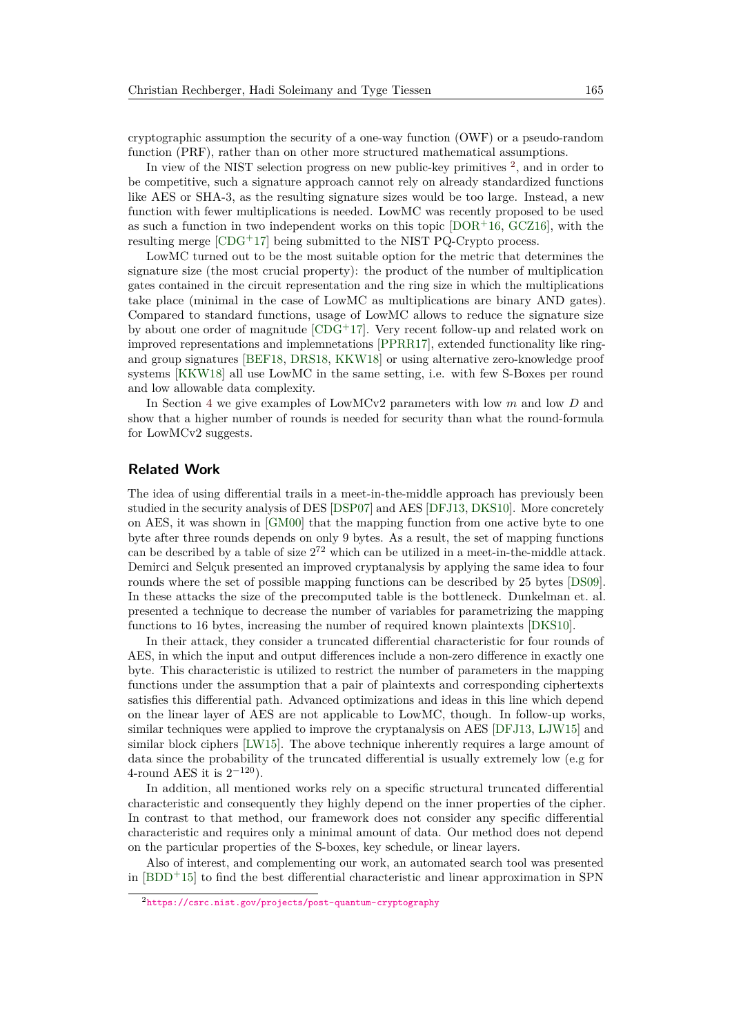cryptographic assumption the security of a one-way function (OWF) or a pseudo-random function (PRF), rather than on other more structured mathematical assumptions.

In view of the NIST selection progress on new public-key primitives [2], and in order to be competitive, such a signature approach cannot rely on already standardized functions like AES or SHA-3, as the resulting signature sizes would be too large. Instead, a new function with fewer multiplications is needed. LowMC was recently proposed to be used as such a function in two independent works on this topic [DOR+16, GCZ16], with the resulting merge [CDG+17] being submitted to the NIST PQ-Crypto process.

LowMC turned out to be the most suitable option for the metric that determines the signature size (the most crucial property): the product of the number of multiplication gates contained in the circuit representation and the ring size in which the multiplications take place (minimal in the case of LowMC as multiplications are binary AND gates). Compared to standard functions, usage of LowMC allows to reduce the signature size by about one order of magnitude [CDG+17]. Very recent follow-up and related work on improved representations and implemnetations [PPRR17], extended functionality like ring- and group signatures [BEF18, DRS18, KKW18] or using alternative zero-knowledge proof systems [KKW18] all use LowMC in the same setting, i.e. with few S-Boxes per round and low allowable data complexity.

In Section 4 we give examples of LowMCv2 parameters with low $m$ and low $D$ and show that a higher number of rounds is needed for security than what the round-formula for LowMCv2 suggests.

## Related Work

The idea of using differential trails in a meet-in-the-middle approach has previously been studied in the security analysis of DES [DSP07] and AES [DFJ13, DKS10]. More concretely on AES, it was shown in [GM00] that the mapping function from one active byte to one byte after three rounds depends on only 9 bytes. As a result, the set of mapping functions can be described by a table of size $2^{72}$ which can be utilized in a meet-in-the-middle attack. Demirci and Selçuk presented an improved cryptanalysis by applying the same idea to four rounds where the set of possible mapping functions can be described by 25 bytes [DS09]. In these attacks the size of the precomputed table is the bottleneck. Dunkelman et. al. presented a technique to decrease the number of variables for parametrizing the mapping functions to 16 bytes, increasing the number of required known plaintexts [DKS10].

In their attack, they consider a truncated differential characteristic for four rounds of AES, in which the input and output differences include a non-zero difference in exactly one byte. This characteristic is utilized to restrict the number of parameters in the mapping functions under the assumption that a pair of plaintexts and corresponding ciphertexts satisfies this differential path. Advanced optimizations and ideas in this line which depend on the linear layer of AES are not applicable to LowMC, though. In follow-up works, similar techniques were applied to improve the cryptanalysis on AES [DFJ13, LJW15] and similar block ciphers [LW15]. The above technique inherently requires a large amount of data since the probability of the truncated differential is usually extremely low (e.g for 4-round AES it is $2^{-120}$).

In addition, all mentioned works rely on a specific structural truncated differential characteristic and consequently they highly depend on the inner properties of the cipher. In contrast to that method, our framework does not consider any specific differential characteristic and requires only a minimal amount of data. Our method does not depend on the particular properties of the S-boxes, key schedule, or linear layers.

Also of interest, and complementing our work, an automated search tool was presented in [BDD+15] to find the best differential characteristic and linear approximation in SPN

[2] https://csrc.nist.gov/projects/post-quantum-cryptography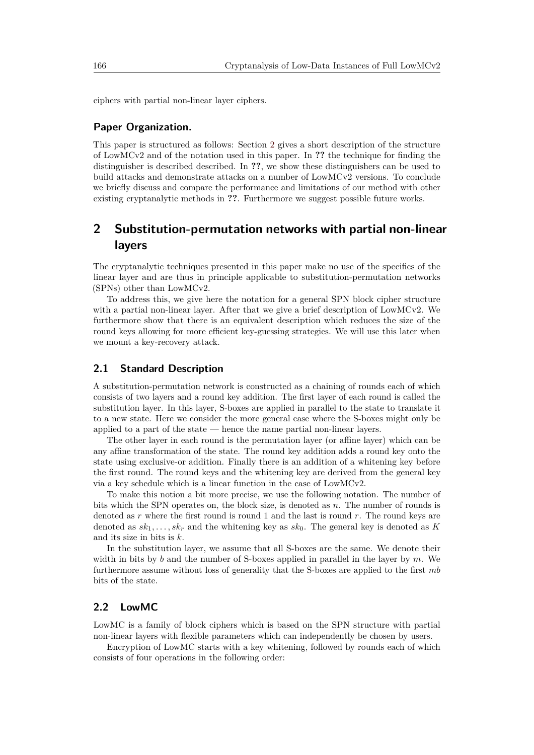ciphers with partial non-linear layer ciphers.

### Paper Organization.

This paper is structured as follows: Section 2 gives a short description of the structure of LowMCv2 and of the notation used in this paper. In **??** the technique for finding the distinguisher is described described. In **??**, we show these distinguishers can be used to build attacks and demonstrate attacks on a number of LowMCv2 versions. To conclude we briefly discuss and compare the performance and limitations of our method with other existing cryptanalytic methods in **??**. Furthermore we suggest possible future works.

## 2 Substitution-permutation networks with partial non-linear layers

The cryptanalytic techniques presented in this paper make no use of the specifics of the linear layer and are thus in principle applicable to substitution-permutation networks (SPNs) other than LowMCv2.

To address this, we give here the notation for a general SPN block cipher structure with a partial non-linear layer. After that we give a brief description of LowMCv2. We furthermore show that there is an equivalent description which reduces the size of the round keys allowing for more efficient key-guessing strategies. We will use this later when we mount a key-recovery attack.

### 2.1 Standard Description

A substitution-permutation network is constructed as a chaining of rounds each of which consists of two layers and a round key addition. The first layer of each round is called the substitution layer. In this layer, S-boxes are applied in parallel to the state to translate it to a new state. Here we consider the more general case where the S-boxes might only be applied to a part of the state — hence the name partial non-linear layers.

The other layer in each round is the permutation layer (or affine layer) which can be any affine transformation of the state. The round key addition adds a round key onto the state using exclusive-or addition. Finally there is an addition of a whitening key before the first round. The round keys and the whitening key are derived from the general key via a key schedule which is a linear function in the case of LowMCv2.

To make this notion a bit more precise, we use the following notation. The number of bits which the SPN operates on, the block size, is denoted as $n$. The number of rounds is denoted as $r$ where the first round is round 1 and the last is round $r$. The round keys are denoted as $sk_1, \ldots, sk_r$ and the whitening key as $sk_0$. The general key is denoted as $K$ and its size in bits is $k$.

In the substitution layer, we assume that all S-boxes are the same. We denote their width in bits by $b$ and the number of S-boxes applied in parallel in the layer by $m$. We furthermore assume without loss of generality that the S-boxes are applied to the first $mb$ bits of the state.

### 2.2 LowMC

LowMC is a family of block ciphers which is based on the SPN structure with partial non-linear layers with flexible parameters which can independently be chosen by users.

Encryption of LowMC starts with a key whitening, followed by rounds each of which consists of four operations in the following order: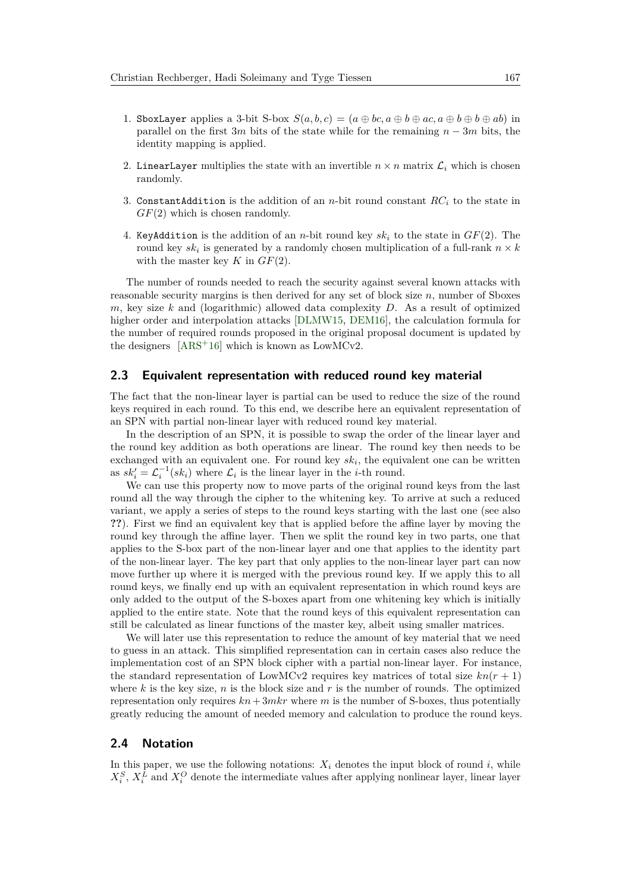1. SboxLayer applies a 3-bit S-box $S(a, b, c) = (a \oplus bc, a \oplus b \oplus ac, a \oplus b \oplus b \oplus ab)$ in parallel on the first $3m$ bits of the state while for the remaining $n - 3m$ bits, the identity mapping is applied.

2. LinearLayer multiplies the state with an invertible $n \times n$ matrix $\mathcal{L}_i$ which is chosen randomly.

3. ConstantAddition is the addition of an $n$-bit round constant $RC_i$ to the state in $GF(2)$ which is chosen randomly.

4. KeyAddition is the addition of an $n$-bit round key $sk_i$ to the state in $GF(2)$. The round key $sk_i$ is generated by a randomly chosen multiplication of a full-rank $n \times k$ with the master key $K$ in $GF(2)$.

The number of rounds needed to reach the security against several known attacks with reasonable security margins is then derived for any set of block size $n$, number of Sboxes $m$, key size $k$ and (logarithmic) allowed data complexity $D$. As a result of optimized higher order and interpolation attacks [DLMW15, DEM16], the calculation formula for the number of required rounds proposed in the original proposal document is updated by the designers [ARS+16] which is known as LowMCv2.

## 2.3 Equivalent representation with reduced round key material

The fact that the non-linear layer is partial can be used to reduce the size of the round keys required in each round. To this end, we describe here an equivalent representation of an SPN with partial non-linear layer with reduced round key material.

In the description of an SPN, it is possible to swap the order of the linear layer and the round key addition as both operations are linear. The round key then needs to be exchanged with an equivalent one. For round key $sk_i$, the equivalent one can be written as $sk'_i = \mathcal{L}_i^{-1}(sk_i)$ where $\mathcal{L}_i$ is the linear layer in the $i$-th round.

We can use this property now to move parts of the original round keys from the last round all the way through the cipher to the whitening key. To arrive at such a reduced variant, we apply a series of steps to the round keys starting with the last one (see also **??**). First we find an equivalent key that is applied before the affine layer by moving the round key through the affine layer. Then we split the round key in two parts, one that applies to the S-box part of the non-linear layer and one that applies to the identity part of the non-linear layer. The key part that only applies to the non-linear layer part can now move further up where it is merged with the previous round key. If we apply this to all round keys, we finally end up with an equivalent representation in which round keys are only added to the output of the S-boxes apart from one whitening key which is initially applied to the entire state. Note that the round keys of this equivalent representation can still be calculated as linear functions of the master key, albeit using smaller matrices.

We will later use this representation to reduce the amount of key material that we need to guess in an attack. This simplified representation can in certain cases also reduce the implementation cost of an SPN block cipher with a partial non-linear layer. For instance, the standard representation of LowMCv2 requires key matrices of total size $kn(r+1)$ where $k$ is the key size, $n$ is the block size and $r$ is the number of rounds. The optimized representation only requires $kn + 3mkr$ where $m$ is the number of S-boxes, thus potentially greatly reducing the amount of needed memory and calculation to produce the round keys.

## 2.4 Notation

In this paper, we use the following notations: $X_i$ denotes the input block of round $i$, while $X_i^S$, $X_i^L$ and $X_i^O$ denote the intermediate values after applying nonlinear layer, linear layer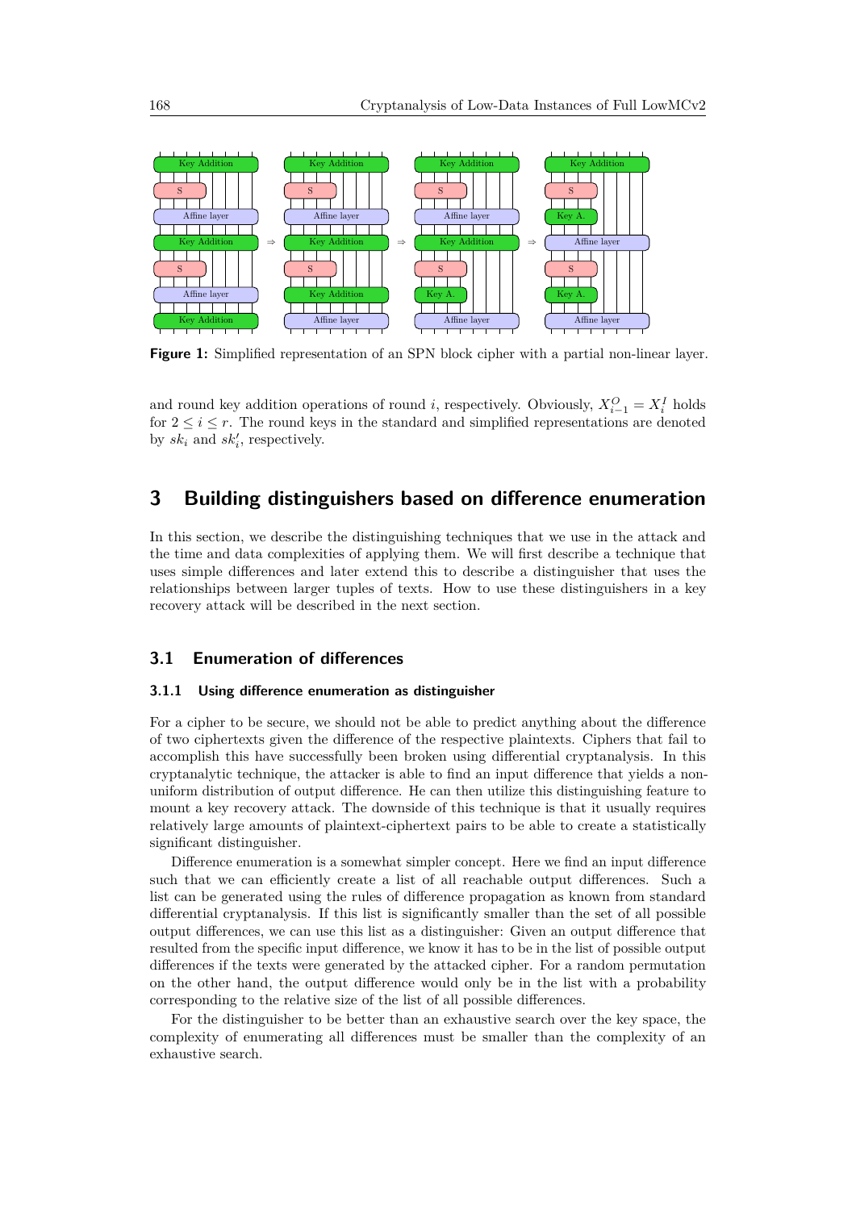Key Addition
S
Affine layer
Key Addition
S
Affine layer
Key Addition

⇒

Key Addition
S
Affine layer
Key Addition
S
Key Addition
Affine layer

⇒

Key Addition
S
Affine layer
Key Addition
S
Key A.
Affine layer

⇒

Key Addition
S
Key A.
Affine layer
S
Key A.
Affine layer

**Figure 1:** Simplified representation of an SPN block cipher with a partial non-linear layer.

and round key addition operations of round $i$, respectively. Obviously, $X^O_{i-1} = X^I_i$ holds for $2 \leq i \leq r$. The round keys in the standard and simplified representations are denoted by $sk_i$ and $sk'_i$, respectively.

## 3 Building distinguishers based on difference enumeration

In this section, we describe the distinguishing techniques that we use in the attack and the time and data complexities of applying them. We will first describe a technique that uses simple differences and later extend this to describe a distinguisher that uses the relationships between larger tuples of texts. How to use these distinguishers in a key recovery attack will be described in the next section.

### 3.1 Enumeration of differences

#### 3.1.1 Using difference enumeration as distinguisher

For a cipher to be secure, we should not be able to predict anything about the difference of two ciphertexts given the difference of the respective plaintexts. Ciphers that fail to accomplish this have successfully been broken using differential cryptanalysis. In this cryptanalytic technique, the attacker is able to find an input difference that yields a non-uniform distribution of output difference. He can then utilize this distinguishing feature to mount a key recovery attack. The downside of this technique is that it usually requires relatively large amounts of plaintext-ciphertext pairs to be able to create a statistically significant distinguisher.

Difference enumeration is a somewhat simpler concept. Here we find an input difference such that we can efficiently create a list of all reachable output differences. Such a list can be generated using the rules of difference propagation as known from standard differential cryptanalysis. If this list is significantly smaller than the set of all possible output differences, we can use this list as a distinguisher: Given an output difference that resulted from the specific input difference, we know it has to be in the list of possible output differences if the texts were generated by the attacked cipher. For a random permutation on the other hand, the output difference would only be in the list with a probability corresponding to the relative size of the list of all possible differences.

For the distinguisher to be better than an exhaustive search over the key space, the complexity of enumerating all differences must be smaller than the complexity of an exhaustive search.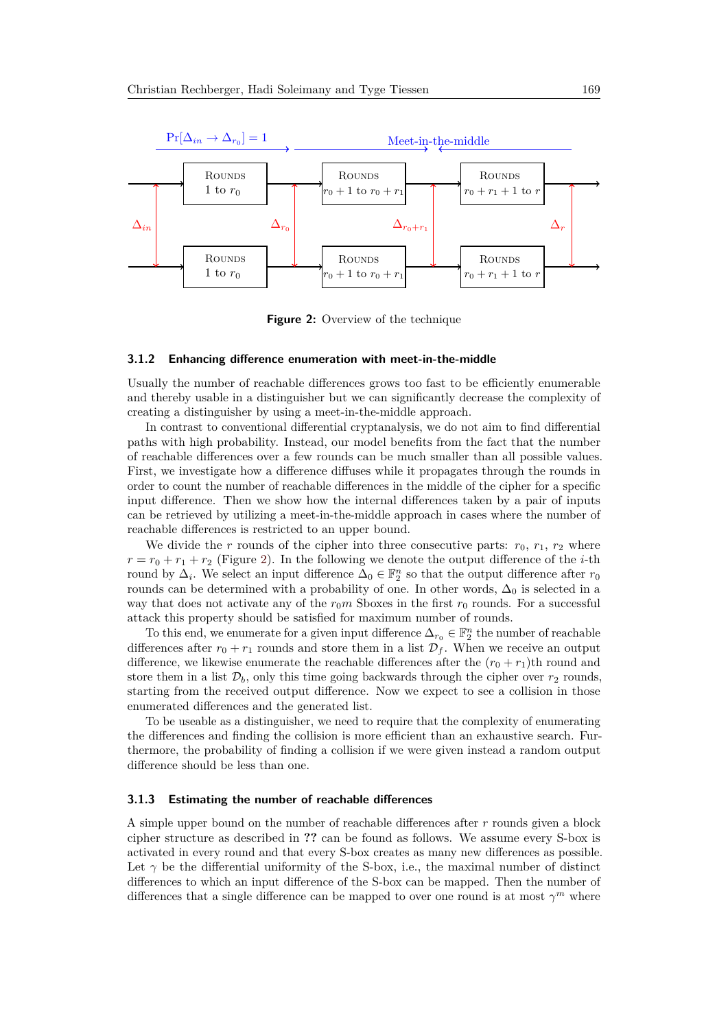Pr[$\Delta_{in} \rightarrow \Delta_{r_0}$] = 1

Meet-in-the-middle

Rounds 1 to $r_0$

Rounds $r_0+1$ to $r_0+r_1$

Rounds $r_0+r_1+1$ to $r$

$\Delta_{in}$

$\Delta_{r_0}$

$\Delta_{r_0+r_1}$

$\Delta_r$

Rounds 1 to $r_0$

Rounds $r_0+1$ to $r_0+r_1$

Rounds $r_0+r_1+1$ to $r$

**Figure 2:** Overview of the technique

### 3.1.2 Enhancing difference enumeration with meet-in-the-middle

Usually the number of reachable differences grows too fast to be efficiently enumerable and thereby usable in a distinguisher but we can significantly decrease the complexity of creating a distinguisher by using a meet-in-the-middle approach.

In contrast to conventional differential cryptanalysis, we do not aim to find differential paths with high probability. Instead, our model benefits from the fact that the number of reachable differences over a few rounds can be much smaller than all possible values. First, we investigate how a difference diffuses while it propagates through the rounds in order to count the number of reachable differences in the middle of the cipher for a specific input difference. Then we show how the internal differences taken by a pair of inputs can be retrieved by utilizing a meet-in-the-middle approach in cases where the number of reachable differences is restricted to an upper bound.

We divide the $r$ rounds of the cipher into three consecutive parts: $r_0$, $r_1$, $r_2$ where $r = r_0 + r_1 + r_2$ (Figure 2). In the following we denote the output difference of the $i$-th round by $\Delta_i$. We select an input difference $\Delta_0 \in \mathbb{F}_2^n$ so that the output difference after $r_0$ rounds can be determined with a probability of one. In other words, $\Delta_0$ is selected in a way that does not activate any of the $r_0 m$ Sboxes in the first $r_0$ rounds. For a successful attack this property should be satisfied for maximum number of rounds.

To this end, we enumerate for a given input difference $\Delta_{r_0} \in \mathbb{F}_2^n$ the number of reachable differences after $r_0 + r_1$ rounds and store them in a list $\mathcal{D}_f$. When we receive an output difference, we likewise enumerate the reachable differences after the $(r_0 + r_1)$th round and store them in a list $\mathcal{D}_b$, only this time going backwards through the cipher over $r_2$ rounds, starting from the received output difference. Now we expect to see a collision in those enumerated differences and the generated list.

To be useable as a distinguisher, we need to require that the complexity of enumerating the differences and finding the collision is more efficient than an exhaustive search. Furthermore, the probability of finding a collision if we were given instead a random output difference should be less than one.

### 3.1.3 Estimating the number of reachable differences

A simple upper bound on the number of reachable differences after $r$ rounds given a block cipher structure as described in **??** can be found as follows. We assume every S-box is activated in every round and that every S-box creates as many new differences as possible. Let $\gamma$ be the differential uniformity of the S-box, i.e., the maximal number of distinct differences to which an input difference of the S-box can be mapped. Then the number of differences that a single difference can be mapped to over one round is at most $\gamma^m$ where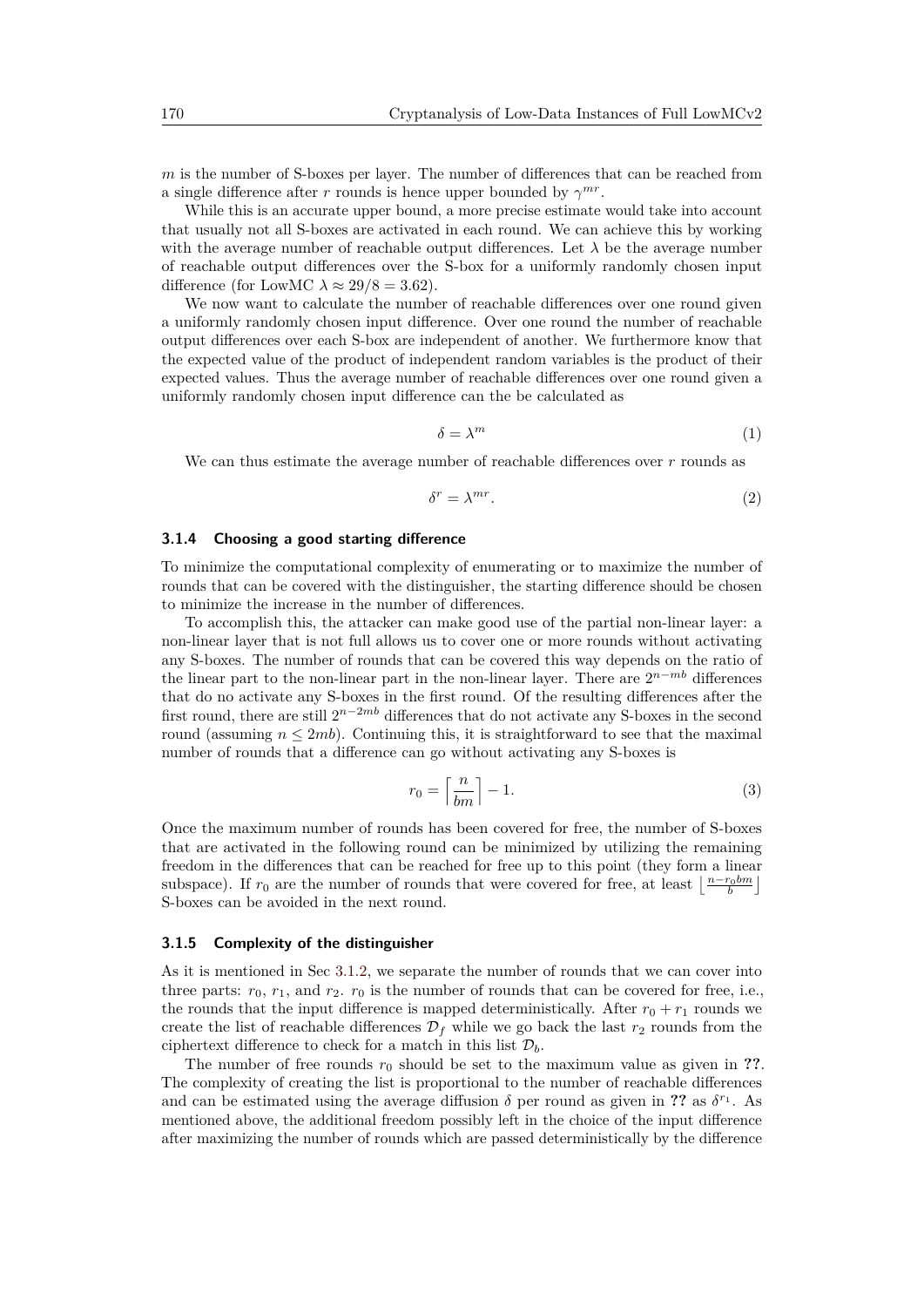$m$ is the number of S-boxes per layer. The number of differences that can be reached from a single difference after $r$ rounds is hence upper bounded by $\gamma^{mr}$.

While this is an accurate upper bound, a more precise estimate would take into account that usually not all S-boxes are activated in each round. We can achieve this by working with the average number of reachable output differences. Let $\lambda$ be the average number of reachable output differences over the S-box for a uniformly randomly chosen input difference (for LowMC $\lambda \approx 29/8 = 3.62$).

We now want to calculate the number of reachable differences over one round given a uniformly randomly chosen input difference. Over one round the number of reachable output differences over each S-box are independent of another. We furthermore know that the expected value of the product of independent random variables is the product of their expected values. Thus the average number of reachable differences over one round given a uniformly randomly chosen input difference can the be calculated as

$$\delta = \lambda^m \tag{1}$$

We can thus estimate the average number of reachable differences over $r$ rounds as

$$\delta^r = \lambda^{mr}. \tag{2}$$

### 3.1.4 Choosing a good starting difference

To minimize the computational complexity of enumerating or to maximize the number of rounds that can be covered with the distinguisher, the starting difference should be chosen to minimize the increase in the number of differences.

To accomplish this, the attacker can make good use of the partial non-linear layer: a non-linear layer that is not full allows us to cover one or more rounds without activating any S-boxes. The number of rounds that can be covered this way depends on the ratio of the linear part to the non-linear part in the non-linear layer. There are $2^{n-mb}$ differences that do no activate any S-boxes in the first round. Of the resulting differences after the first round, there are still $2^{n-2mb}$ differences that do not activate any S-boxes in the second round (assuming $n \leq 2mb$). Continuing this, it is straightforward to see that the maximal number of rounds that a difference can go without activating any S-boxes is

$$r_0 = \left\lceil \frac{n}{bm} \right\rceil - 1. \tag{3}$$

Once the maximum number of rounds has been covered for free, the number of S-boxes that are activated in the following round can be minimized by utilizing the remaining freedom in the differences that can be reached for free up to this point (they form a linear subspace). If $r_0$ are the number of rounds that were covered for free, at least $\left\lfloor \frac{n-r_0bm}{b} \right\rfloor$ S-boxes can be avoided in the next round.

### 3.1.5 Complexity of the distinguisher

As it is mentioned in Sec 3.1.2, we separate the number of rounds that we can cover into three parts: $r_0$, $r_1$, and $r_2$. $r_0$ is the number of rounds that can be covered for free, i.e., the rounds that the input difference is mapped deterministically. After $r_0 + r_1$ rounds we create the list of reachable differences $\mathcal{D}_f$ while we go back the last $r_2$ rounds from the ciphertext difference to check for a match in this list $\mathcal{D}_b$.

The number of free rounds $r_0$ should be set to the maximum value as given in **??**. The complexity of creating the list is proportional to the number of reachable differences and can be estimated using the average diffusion $\delta$ per round as given in **??** as $\delta^{r_1}$. As mentioned above, the additional freedom possibly left in the choice of the input difference after maximizing the number of rounds which are passed deterministically by the difference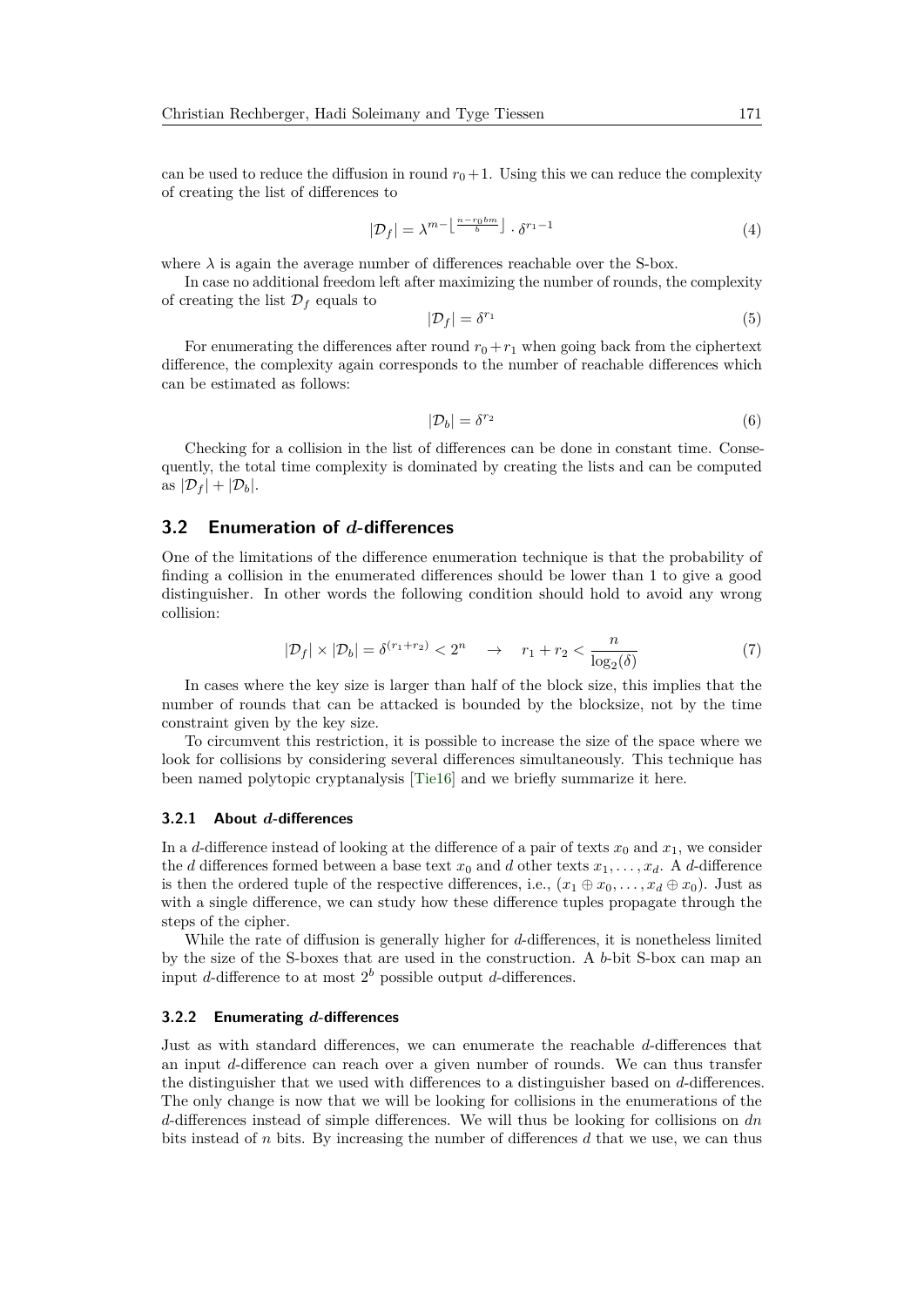can be used to reduce the diffusion in round $r_0+1$. Using this we can reduce the complexity of creating the list of differences to

$$|\mathcal{D}_f| = \lambda^{m-\lfloor \frac{n-r_0 bm}{b} \rfloor} \cdot \delta^{r_1-1} \tag{4}$$

where $\lambda$ is again the average number of differences reachable over the S-box.

In case no additional freedom left after maximizing the number of rounds, the complexity of creating the list $\mathcal{D}_f$ equals to

$$|\mathcal{D}_f| = \delta^{r_1} \tag{5}$$

For enumerating the differences after round $r_0+r_1$ when going back from the ciphertext difference, the complexity again corresponds to the number of reachable differences which can be estimated as follows:

$$|\mathcal{D}_b| = \delta^{r_2} \tag{6}$$

Checking for a collision in the list of differences can be done in constant time. Consequently, the total time complexity is dominated by creating the lists and can be computed as $|\mathcal{D}_f| + |\mathcal{D}_b|$.

## 3.2 Enumeration of $d$-differences

One of the limitations of the difference enumeration technique is that the probability of finding a collision in the enumerated differences should be lower than 1 to give a good distinguisher. In other words the following condition should hold to avoid any wrong collision:

$$|\mathcal{D}_f| \times |\mathcal{D}_b| = \delta^{(r_1+r_2)} < 2^n \quad \rightarrow \quad r_1 + r_2 < \frac{n}{\log_2(\delta)} \tag{7}$$

In cases where the key size is larger than half of the block size, this implies that the number of rounds that can be attacked is bounded by the blocksize, not by the time constraint given by the key size.

To circumvent this restriction, it is possible to increase the size of the space where we look for collisions by considering several differences simultaneously. This technique has been named polytopic cryptanalysis [Tie16] and we briefly summarize it here.

### 3.2.1 About $d$-differences

In a $d$-difference instead of looking at the difference of a pair of texts $x_0$ and $x_1$, we consider the $d$ differences formed between a base text $x_0$ and $d$ other texts $x_1, \ldots, x_d$. A $d$-difference is then the ordered tuple of the respective differences, i.e., $(x_1 \oplus x_0, \ldots, x_d \oplus x_0)$. Just as with a single difference, we can study how these difference tuples propagate through the steps of the cipher.

While the rate of diffusion is generally higher for $d$-differences, it is nonetheless limited by the size of the S-boxes that are used in the construction. A $b$-bit S-box can map an input $d$-difference to at most $2^b$ possible output $d$-differences.

### 3.2.2 Enumerating $d$-differences

Just as with standard differences, we can enumerate the reachable $d$-differences that an input $d$-difference can reach over a given number of rounds. We can thus transfer the distinguisher that we used with differences to a distinguisher based on $d$-differences. The only change is now that we will be looking for collisions in the enumerations of the $d$-differences instead of simple differences. We will thus be looking for collisions on $dn$ bits instead of $n$ bits. By increasing the number of differences $d$ that we use, we can thus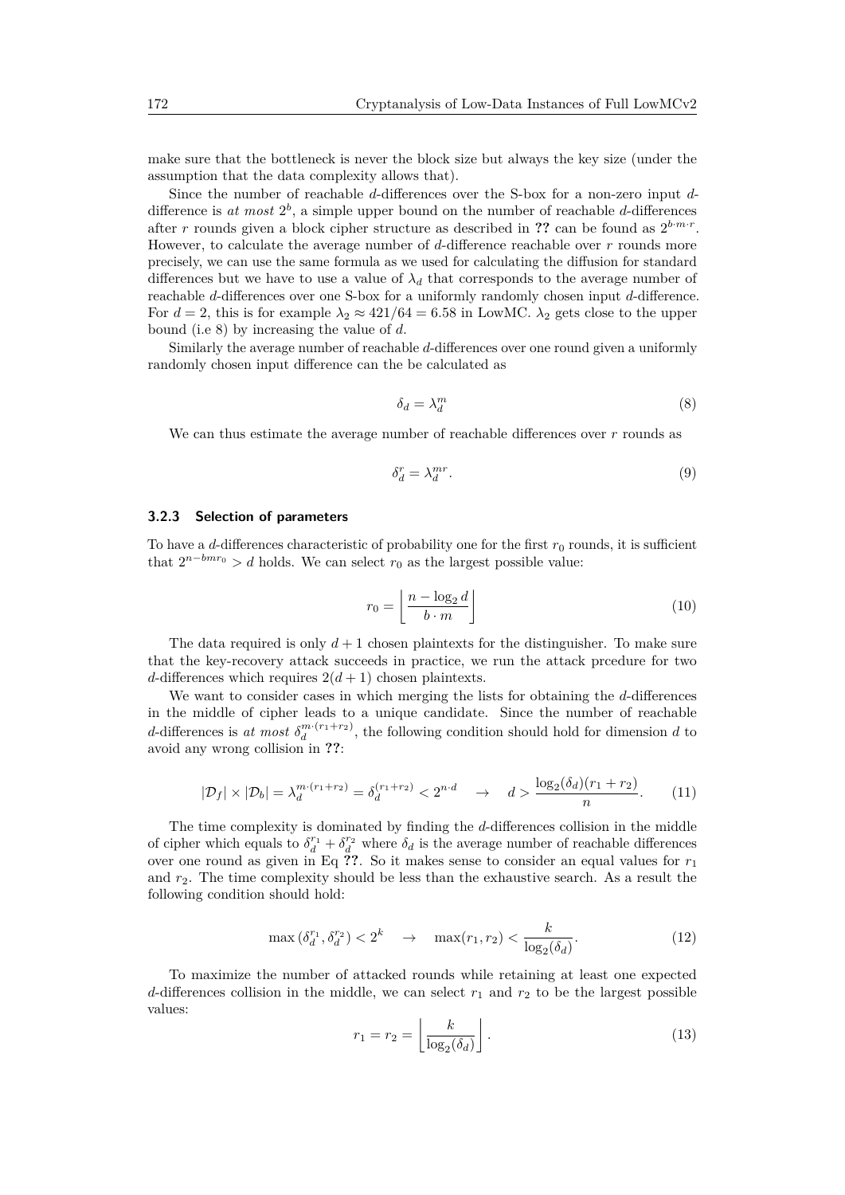make sure that the bottleneck is never the block size but always the key size (under the assumption that the data complexity allows that).

Since the number of reachable $d$-differences over the S-box for a non-zero input $d$-difference is *at most* $2^b$, a simple upper bound on the number of reachable $d$-differences after $r$ rounds given a block cipher structure as described in **??** can be found as $2^{b \cdot m \cdot r}$. However, to calculate the average number of $d$-difference reachable over $r$ rounds more precisely, we can use the same formula as we used for calculating the diffusion for standard differences but we have to use a value of $\lambda_d$ that corresponds to the average number of reachable $d$-differences over one S-box for a uniformly randomly chosen input $d$-difference. For $d = 2$, this is for example $\lambda_2 \approx 421/64 = 6.58$ in LowMC. $\lambda_2$ gets close to the upper bound (i.e 8) by increasing the value of $d$.

Similarly the average number of reachable $d$-differences over one round given a uniformly randomly chosen input difference can the be calculated as

$$\delta_d = \lambda_d^m \tag{8}$$

We can thus estimate the average number of reachable differences over $r$ rounds as

$$\delta_d^r = \lambda_d^{mr}. \tag{9}$$

### 3.2.3 Selection of parameters

To have a $d$-differences characteristic of probability one for the first $r_0$ rounds, it is sufficient that $2^{n-bmr_0} > d$ holds. We can select $r_0$ as the largest possible value:

$$r_0 = \left\lfloor \frac{n - \log_2 d}{b \cdot m} \right\rfloor \tag{10}$$

The data required is only $d+1$ chosen plaintexts for the distinguisher. To make sure that the key-recovery attack succeeds in practice, we run the attack prcedure for two $d$-differences which requires $2(d+1)$ chosen plaintexts.

We want to consider cases in which merging the lists for obtaining the $d$-differences in the middle of cipher leads to a unique candidate. Since the number of reachable $d$-differences is *at most* $\delta_d^{m \cdot (r_1+r_2)}$, the following condition should hold for dimension $d$ to avoid any wrong collision in **??**:

$$|\mathcal{D}_f| \times |\mathcal{D}_b| = \lambda_d^{m \cdot (r_1+r_2)} = \delta_d^{(r_1+r_2)} < 2^{n \cdot d} \quad \rightarrow \quad d > \frac{\log_2(\delta_d)(r_1+r_2)}{n}. \tag{11}$$

The time complexity is dominated by finding the $d$-differences collision in the middle of cipher which equals to $\delta_d^{r_1} + \delta_d^{r_2}$ where $\delta_d$ is the average number of reachable differences over one round as given in Eq **??**. So it makes sense to consider an equal values for $r_1$ and $r_2$. The time complexity should be less than the exhaustive search. As a result the following condition should hold:

$$\max\left(\delta_d^{r_1}, \delta_d^{r_2}\right) < 2^k \quad \rightarrow \quad \max(r_1, r_2) < \frac{k}{\log_2(\delta_d)}. \tag{12}$$

To maximize the number of attacked rounds while retaining at least one expected $d$-differences collision in the middle, we can select $r_1$ and $r_2$ to be the largest possible values:

$$r_1 = r_2 = \left\lfloor \frac{k}{\log_2(\delta_d)} \right\rfloor. \tag{13}$$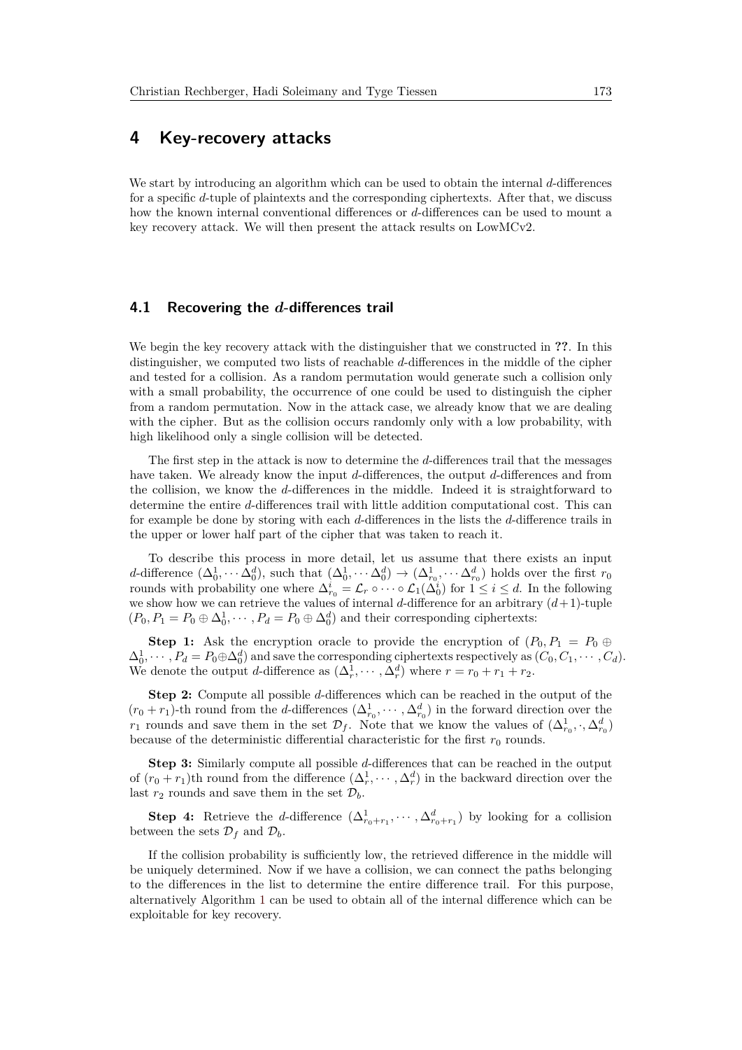# 4 Key-recovery attacks

We start by introducing an algorithm which can be used to obtain the internal $d$-differences for a specific $d$-tuple of plaintexts and the corresponding ciphertexts. After that, we discuss how the known internal conventional differences or $d$-differences can be used to mount a key recovery attack. We will then present the attack results on LowMCv2.

## 4.1 Recovering the $d$-differences trail

We begin the key recovery attack with the distinguisher that we constructed in **??**. In this distinguisher, we computed two lists of reachable $d$-differences in the middle of the cipher and tested for a collision. As a random permutation would generate such a collision only with a small probability, the occurrence of one could be used to distinguish the cipher from a random permutation. Now in the attack case, we already know that we are dealing with the cipher. But as the collision occurs randomly only with a low probability, with high likelihood only a single collision will be detected.

The first step in the attack is now to determine the $d$-differences trail that the messages have taken. We already know the input $d$-differences, the output $d$-differences and from the collision, we know the $d$-differences in the middle. Indeed it is straightforward to determine the entire $d$-differences trail with little addition computational cost. This can for example be done by storing with each $d$-differences in the lists the $d$-difference trails in the upper or lower half part of the cipher that was taken to reach it.

To describe this process in more detail, let us assume that there exists an input $d$-difference $(\Delta_0^1, \cdots \Delta_0^d)$, such that $(\Delta_0^1, \cdots \Delta_0^d) \rightarrow (\Delta_{r_0}^1, \cdots \Delta_{r_0}^d)$ holds over the first $r_0$ rounds with probability one where $\Delta_{r_0}^i = \mathcal{L}_r \circ \cdots \circ \mathcal{L}_1(\Delta_0^i)$ for $1 \leq i \leq d$. In the following we show how we can retrieve the values of internal $d$-difference for an arbitrary $(d+1)$-tuple $(P_0, P_1 = P_0 \oplus \Delta_0^1, \cdots, P_d = P_0 \oplus \Delta_0^d)$ and their corresponding ciphertexts:

**Step 1:** Ask the encryption oracle to provide the encryption of $(P_0, P_1 = P_0 \oplus \Delta_0^1, \cdots, P_d = P_0 \oplus \Delta_0^d)$ and save the corresponding ciphertexts respectively as $(C_0, C_1, \cdots, C_d)$. We denote the output $d$-difference as $(\Delta_r^1, \cdots, \Delta_r^d)$ where $r = r_0 + r_1 + r_2$.

**Step 2:** Compute all possible $d$-differences which can be reached in the output of the $(r_0 + r_1)$-th round from the $d$-differences $(\Delta_{r_0}^1, \cdots, \Delta_{r_0}^d)$ in the forward direction over the $r_1$ rounds and save them in the set $\mathcal{D}_f$. Note that we know the values of $(\Delta_{r_0}^1, \cdot, \Delta_{r_0}^d)$ because of the deterministic differential characteristic for the first $r_0$ rounds.

**Step 3:** Similarly compute all possible $d$-differences that can be reached in the output of $(r_0 + r_1)$th round from the difference $(\Delta_r^1, \cdots, \Delta_r^d)$ in the backward direction over the last $r_2$ rounds and save them in the set $\mathcal{D}_b$.

**Step 4:** Retrieve the $d$-difference $(\Delta_{r_0+r_1}^1, \cdots, \Delta_{r_0+r_1}^d)$ by looking for a collision between the sets $\mathcal{D}_f$ and $\mathcal{D}_b$.

If the collision probability is sufficiently low, the retrieved difference in the middle will be uniquely determined. Now if we have a collision, we can connect the paths belonging to the differences in the list to determine the entire difference trail. For this purpose, alternatively Algorithm 1 can be used to obtain all of the internal difference which can be exploitable for key recovery.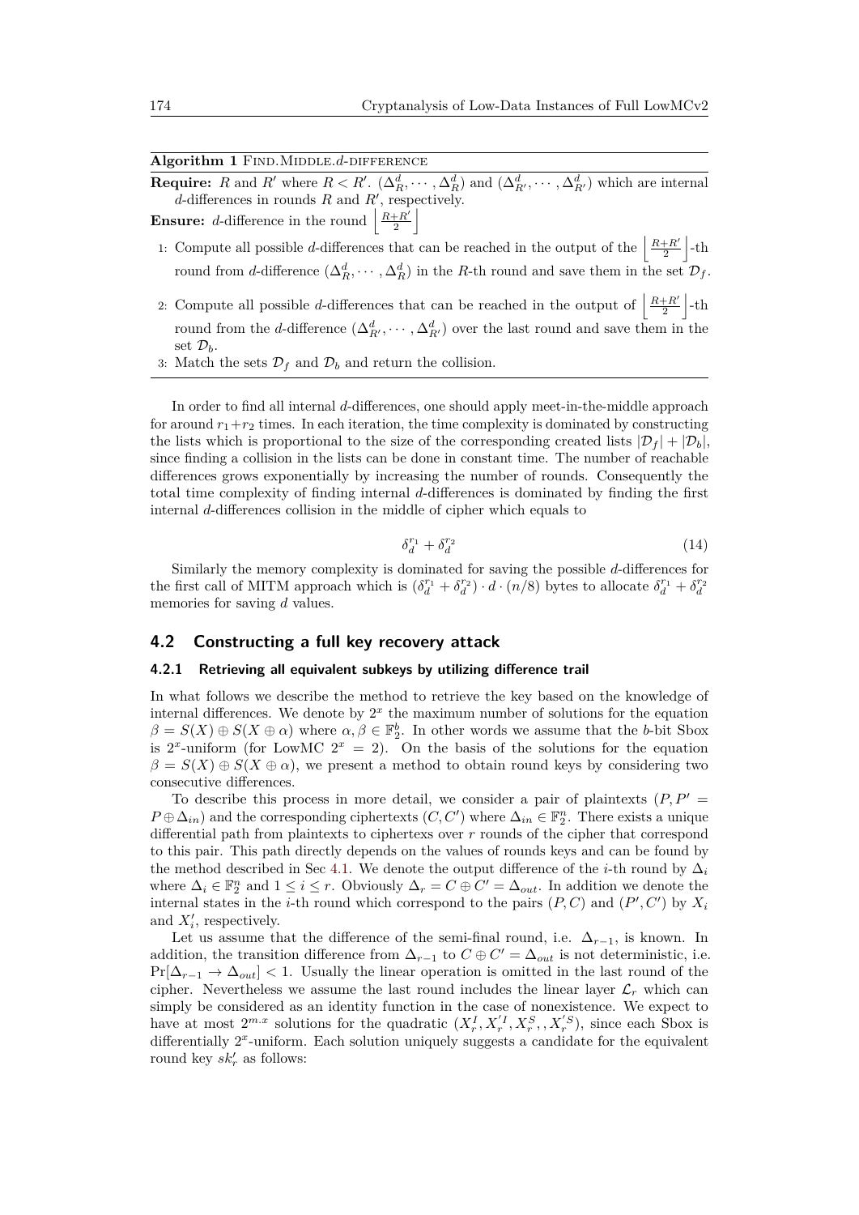**Algorithm 1** FIND.MIDDLE.$d$-DIFFERENCE

**Require:** $R$ and $R'$ where $R < R'$. $(\Delta_R^d, \cdots, \Delta_R^d)$ and $(\Delta_{R'}^d, \cdots, \Delta_{R'}^d)$ which are internal $d$-differences in rounds $R$ and $R'$, respectively.

**Ensure:** $d$-difference in the round $\left\lfloor \frac{R+R'}{2} \right\rfloor$

1: Compute all possible $d$-differences that can be reached in the output of the $\left\lfloor \frac{R+R'}{2} \right\rfloor$-th round from $d$-difference $(\Delta_R^d, \cdots, \Delta_R^d)$ in the $R$-th round and save them in the set $\mathcal{D}_f$.

2: Compute all possible $d$-differences that can be reached in the output of $\left\lfloor \frac{R+R'}{2} \right\rfloor$-th round from the $d$-difference $(\Delta_{R'}^d, \cdots, \Delta_{R'}^d)$ over the last round and save them in the set $\mathcal{D}_b$.

3: Match the sets $\mathcal{D}_f$ and $\mathcal{D}_b$ and return the collision.

In order to find all internal $d$-differences, one should apply meet-in-the-middle approach for around $r_1+r_2$ times. In each iteration, the time complexity is dominated by constructing the lists which is proportional to the size of the corresponding created lists $|\mathcal{D}_f| + |\mathcal{D}_b|$, since finding a collision in the lists can be done in constant time. The number of reachable differences grows exponentially by increasing the number of rounds. Consequently the total time complexity of finding internal $d$-differences is dominated by finding the first internal $d$-differences collision in the middle of cipher which equals to

$$\delta_d^{r_1} + \delta_d^{r_2} \tag{14}$$

Similarly the memory complexity is dominated for saving the possible $d$-differences for the first call of MITM approach which is $(\delta_d^{r_1} + \delta_d^{r_2}) \cdot d \cdot (n/8)$ bytes to allocate $\delta_d^{r_1} + \delta_d^{r_2}$ memories for saving $d$ values.

## 4.2 Constructing a full key recovery attack

### 4.2.1 Retrieving all equivalent subkeys by utilizing difference trail

In what follows we describe the method to retrieve the key based on the knowledge of internal differences. We denote by $2^x$ the maximum number of solutions for the equation $\beta = S(X) \oplus S(X \oplus \alpha)$ where $\alpha, \beta \in \mathbb{F}_2^b$. In other words we assume that the $b$-bit Sbox is $2^x$-uniform (for LowMC $2^x = 2$). On the basis of the solutions for the equation $\beta = S(X) \oplus S(X \oplus \alpha)$, we present a method to obtain round keys by considering two consecutive differences.

To describe this process in more detail, we consider a pair of plaintexts $(P, P' = P \oplus \Delta_{in})$ and the corresponding ciphertexts $(C, C')$ where $\Delta_{in} \in \mathbb{F}_2^n$. There exists a unique differential path from plaintexts to ciphertexs over $r$ rounds of the cipher that correspond to this pair. This path directly depends on the values of rounds keys and can be found by the method described in Sec 4.1. We denote the output difference of the $i$-th round by $\Delta_i$ where $\Delta_i \in \mathbb{F}_2^n$ and $1 \leq i \leq r$. Obviously $\Delta_r = C \oplus C' = \Delta_{out}$. In addition we denote the internal states in the $i$-th round which correspond to the pairs $(P, C)$ and $(P', C')$ by $X_i$ and $X_i'$, respectively.

Let us assume that the difference of the semi-final round, i.e. $\Delta_{r-1}$, is known. In addition, the transition difference from $\Delta_{r-1}$ to $C \oplus C' = \Delta_{out}$ is not deterministic, i.e. $\Pr[\Delta_{r-1} \to \Delta_{out}] < 1$. Usually the linear operation is omitted in the last round of the cipher. Nevertheless we assume the last round includes the linear layer $\mathcal{L}_r$ which can simply be considered as an identity function in the case of nonexistence. We expect to have at most $2^{m.x}$ solutions for the quadratic $(X_r^I, X_r'^I, X_r^S, , X_r'^S)$, since each Sbox is differentially $2^x$-uniform. Each solution uniquely suggests a candidate for the equivalent round key $sk_r'$ as follows: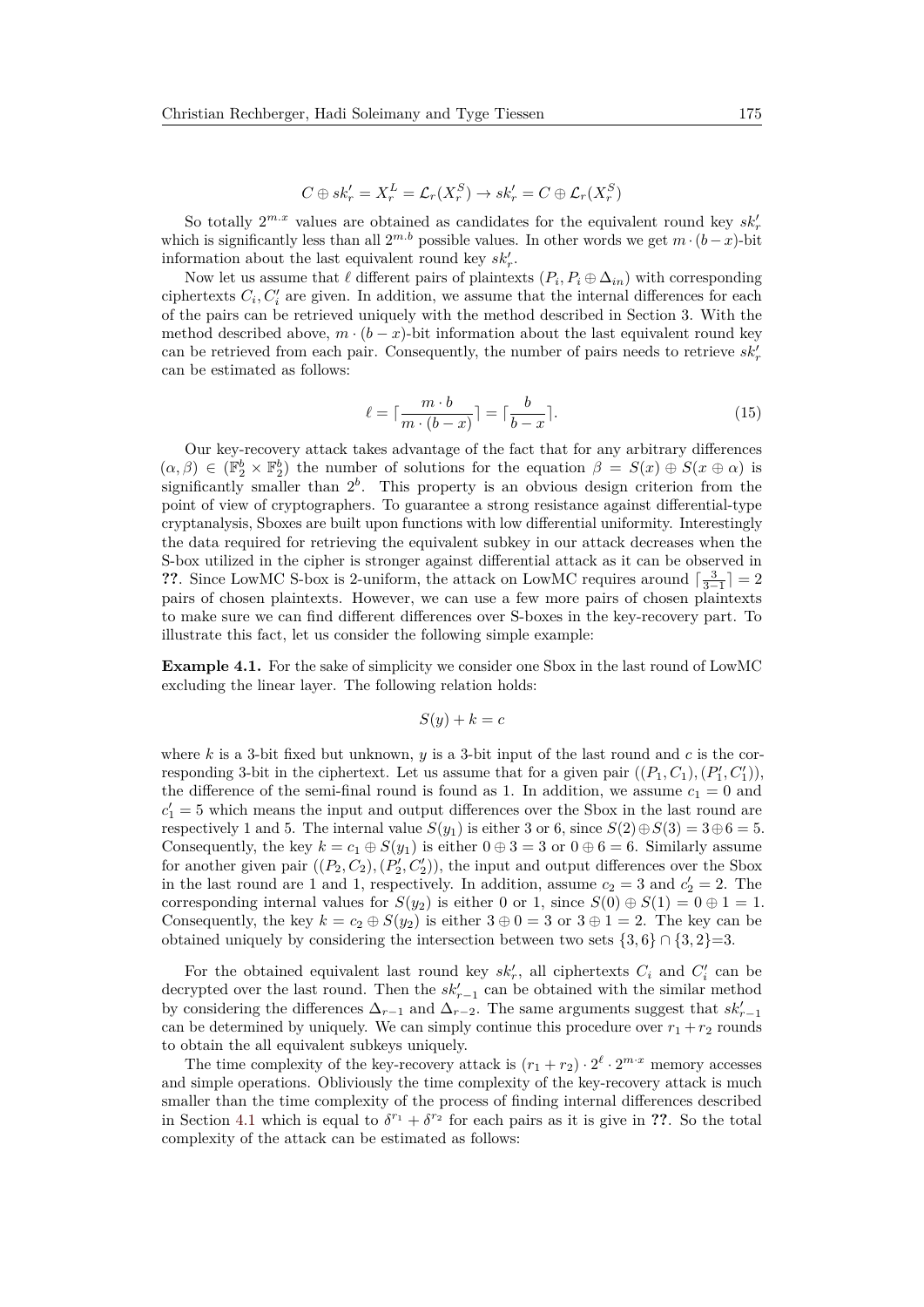$$C \oplus sk'_r = X^L_r = \mathcal{L}_r(X^S_r) \rightarrow sk'_r = C \oplus \mathcal{L}_r(X^S_r)$$

So totally $2^{m.x}$ values are obtained as candidates for the equivalent round key $sk'_r$ which is significantly less than all $2^{m.b}$ possible values. In other words we get $m \cdot (b-x)$-bit information about the last equivalent round key $sk'_r$.

Now let us assume that $\ell$ different pairs of plaintexts $(P_i, P_i \oplus \Delta_{in})$ with corresponding ciphertexts $C_i, C'_i$ are given. In addition, we assume that the internal differences for each of the pairs can be retrieved uniquely with the method described in Section 3. With the method described above, $m \cdot (b-x)$-bit information about the last equivalent round key can be retrieved from each pair. Consequently, the number of pairs needs to retrieve $sk'_r$ can be estimated as follows:

$$\ell = \lceil \frac{m \cdot b}{m \cdot (b-x)} \rceil = \lceil \frac{b}{b-x} \rceil. \tag{15}$$

Our key-recovery attack takes advantage of the fact that for any arbitrary differences $(\alpha, \beta) \in (\mathbb{F}^b_2 \times \mathbb{F}^b_2)$ the number of solutions for the equation $\beta = S(x) \oplus S(x \oplus \alpha)$ is significantly smaller than $2^b$. This property is an obvious design criterion from the point of view of cryptographers. To guarantee a strong resistance against differential-type cryptanalysis, Sboxes are built upon functions with low differential uniformity. Interestingly the data required for retrieving the equivalent subkey in our attack decreases when the S-box utilized in the cipher is stronger against differential attack as it can be observed in **??**. Since LowMC S-box is 2-uniform, the attack on LowMC requires around $\lceil \frac{3}{3-1} \rceil = 2$ pairs of chosen plaintexts. However, we can use a few more pairs of chosen plaintexts to make sure we can find different differences over S-boxes in the key-recovery part. To illustrate this fact, let us consider the following simple example:

**Example 4.1.** For the sake of simplicity we consider one Sbox in the last round of LowMC excluding the linear layer. The following relation holds:

$$S(y) + k = c$$

where $k$ is a 3-bit fixed but unknown, $y$ is a 3-bit input of the last round and $c$ is the corresponding 3-bit in the ciphertext. Let us assume that for a given pair $((P_1, C_1), (P'_1, C'_1))$, the difference of the semi-final round is found as 1. In addition, we assume $c_1 = 0$ and $c'_1 = 5$ which means the input and output differences over the Sbox in the last round are respectively 1 and 5. The internal value $S(y_1)$ is either 3 or 6, since $S(2) \oplus S(3) = 3 \oplus 6 = 5$. Consequently, the key $k = c_1 \oplus S(y_1)$ is either $0 \oplus 3 = 3$ or $0 \oplus 6 = 6$. Similarly assume for another given pair $((P_2, C_2), (P'_2, C'_2))$, the input and output differences over the Sbox in the last round are 1 and 1, respectively. In addition, assume $c_2 = 3$ and $c'_2 = 2$. The corresponding internal values for $S(y_2)$ is either 0 or 1, since $S(0) \oplus S(1) = 0 \oplus 1 = 1$. Consequently, the key $k = c_2 \oplus S(y_2)$ is either $3 \oplus 0 = 3$ or $3 \oplus 1 = 2$. The key can be obtained uniquely by considering the intersection between two sets $\{3, 6\} \cap \{3, 2\}$=3.

For the obtained equivalent last round key $sk'_r$, all ciphertexts $C_i$ and $C'_i$ can be decrypted over the last round. Then the $sk'_{r-1}$ can be obtained with the similar method by considering the differences $\Delta_{r-1}$ and $\Delta_{r-2}$. The same arguments suggest that $sk'_{r-1}$ can be determined by uniquely. We can simply continue this procedure over $r_1 + r_2$ rounds to obtain the all equivalent subkeys uniquely.

The time complexity of the key-recovery attack is $(r_1 + r_2) \cdot 2^{\ell} \cdot 2^{m \cdot x}$ memory accesses and simple operations. Obliviously the time complexity of the key-recovery attack is much smaller than the time complexity of the process of finding internal differences described in Section 4.1 which is equal to $\delta^{r_1} + \delta^{r_2}$ for each pairs as it is give in **??**. So the total complexity of the attack can be estimated as follows: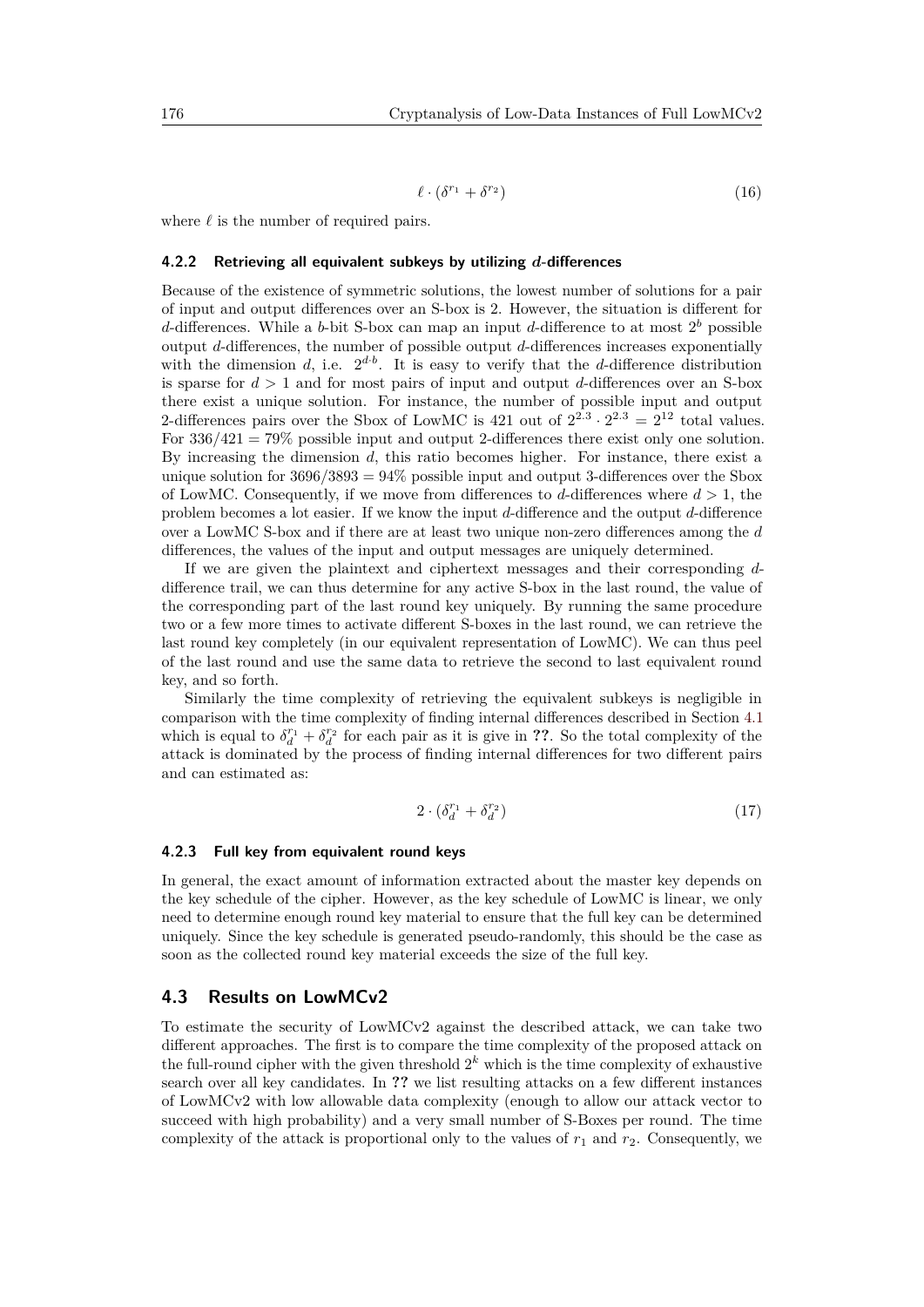$$\ell \cdot (\delta^{r_1} + \delta^{r_2}) \tag{16}$$

where $\ell$ is the number of required pairs.

### 4.2.2 Retrieving all equivalent subkeys by utilizing $d$-differences

Because of the existence of symmetric solutions, the lowest number of solutions for a pair of input and output differences over an S-box is 2. However, the situation is different for $d$-differences. While a $b$-bit S-box can map an input $d$-difference to at most $2^b$ possible output $d$-differences, the number of possible output $d$-differences increases exponentially with the dimension $d$, i.e. $2^{d \cdot b}$. It is easy to verify that the $d$-difference distribution is sparse for $d > 1$ and for most pairs of input and output $d$-differences over an S-box there exist a unique solution. For instance, the number of possible input and output 2-differences pairs over the Sbox of LowMC is 421 out of $2^{2.3} \cdot 2^{2.3} = 2^{12}$ total values. For $336/421 = 79\%$ possible input and output 2-differences there exist only one solution. By increasing the dimension $d$, this ratio becomes higher. For instance, there exist a unique solution for $3696/3893 = 94\%$ possible input and output 3-differences over the Sbox of LowMC. Consequently, if we move from differences to $d$-differences where $d > 1$, the problem becomes a lot easier. If we know the input $d$-difference and the output $d$-difference over a LowMC S-box and if there are at least two unique non-zero differences among the $d$ differences, the values of the input and output messages are uniquely determined.

If we are given the plaintext and ciphertext messages and their corresponding $d$-difference trail, we can thus determine for any active S-box in the last round, the value of the corresponding part of the last round key uniquely. By running the same procedure two or a few more times to activate different S-boxes in the last round, we can retrieve the last round key completely (in our equivalent representation of LowMC). We can thus peel of the last round and use the same data to retrieve the second to last equivalent round key, and so forth.

Similarly the time complexity of retrieving the equivalent subkeys is negligible in comparison with the time complexity of finding internal differences described in Section 4.1 which is equal to $\delta_d^{r_1} + \delta_d^{r_2}$ for each pair as it is give in **??**. So the total complexity of the attack is dominated by the process of finding internal differences for two different pairs and can estimated as:

$$2 \cdot (\delta_d^{r_1} + \delta_d^{r_2}) \tag{17}$$

### 4.2.3 Full key from equivalent round keys

In general, the exact amount of information extracted about the master key depends on the key schedule of the cipher. However, as the key schedule of LowMC is linear, we only need to determine enough round key material to ensure that the full key can be determined uniquely. Since the key schedule is generated pseudo-randomly, this should be the case as soon as the collected round key material exceeds the size of the full key.

## 4.3 Results on LowMCv2

To estimate the security of LowMCv2 against the described attack, we can take two different approaches. The first is to compare the time complexity of the proposed attack on the full-round cipher with the given threshold $2^k$ which is the time complexity of exhaustive search over all key candidates. In **??** we list resulting attacks on a few different instances of LowMCv2 with low allowable data complexity (enough to allow our attack vector to succeed with high probability) and a very small number of S-Boxes per round. The time complexity of the attack is proportional only to the values of $r_1$ and $r_2$. Consequently, we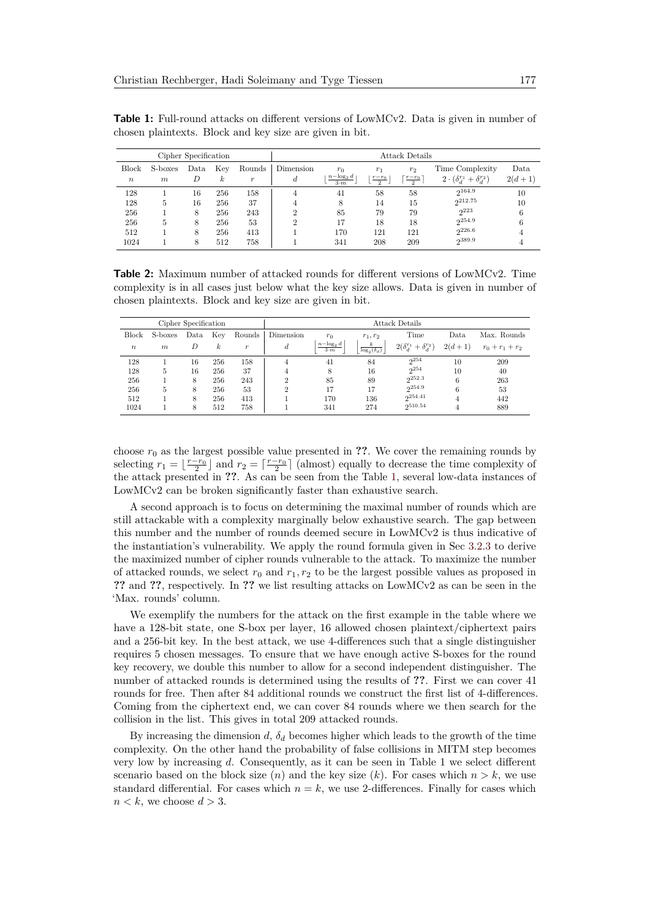**Table 1:** Full-round attacks on different versions of LowMCv2. Data is given in number of chosen plaintexts. Block and key size are given in bit.

| Cipher Specification | | | | | Attack Details | | | | | |
|---|---|---|---|---|---|---|---|---|---|---|
| Block | S-boxes | Data | Key | Rounds | Dimension | $r_0$ | $r_1$ | $r_2$ | Time Complexity | Data |
| $n$ | $m$ | $D$ | $k$ | $r$ | $d$ | $\lfloor \frac{n-\log_2 d}{3\cdot m} \rfloor$ | $\lfloor \frac{r-r_0}{2} \rfloor$ | $\lceil \frac{r-r_0}{2} \rceil$ | $2\cdot(\delta_d^{r_1}+\delta_d^{r_2})$ | $2(d+1)$ |
| 128 | 1 | 16 | 256 | 158 | 4 | 41 | 58 | 58 | $2^{164.9}$ | 10 |
| 128 | 5 | 16 | 256 | 37 | 4 | 8 | 14 | 15 | $2^{212.75}$ | 10 |
| 256 | 1 | 8 | 256 | 243 | 2 | 85 | 79 | 79 | $2^{223}$ | 6 |
| 256 | 5 | 8 | 256 | 53 | 2 | 17 | 18 | 18 | $2^{254.9}$ | 6 |
| 512 | 1 | 8 | 256 | 413 | 1 | 170 | 121 | 121 | $2^{226.6}$ | 4 |
| 1024 | 1 | 8 | 512 | 758 | 1 | 341 | 208 | 209 | $2^{389.9}$ | 4 |

**Table 2:** Maximum number of attacked rounds for different versions of LowMCv2. Time complexity is in all cases just below what the key size allows. Data is given in number of chosen plaintexts. Block and key size are given in bit.

| Cipher Specification | | | | | Attack Details | | | | | |
|---|---|---|---|---|---|---|---|---|---|---|
| Block | S-boxes | Data | Key | Rounds | Dimension | $r_0$ | $r_1, r_2$ | Time | Data | Max. Rounds |
| $n$ | $m$ | $D$ | $k$ | $r$ | $d$ | $\lfloor \frac{n-\log_2 d}{3\cdot m} \rfloor$ | $\lfloor \frac{k}{\log_2(\delta_d)} \rfloor$ | $2(\delta_d^{r_1}+\delta_d^{r_2})$ | $2(d+1)$ | $r_0+r_1+r_2$ |
| 128 | 1 | 16 | 256 | 158 | 4 | 41 | 84 | $2^{254}$ | 10 | 209 |
| 128 | 5 | 16 | 256 | 37 | 4 | 8 | 16 | $2^{254}$ | 10 | 40 |
| 256 | 1 | 8 | 256 | 243 | 2 | 85 | 89 | $2^{252.3}$ | 6 | 263 |
| 256 | 5 | 8 | 256 | 53 | 2 | 17 | 17 | $2^{254.9}$ | 6 | 53 |
| 512 | 1 | 8 | 256 | 413 | 1 | 170 | 136 | $2^{254.41}$ | 4 | 442 |
| 1024 | 1 | 8 | 512 | 758 | 1 | 341 | 274 | $2^{510.54}$ | 4 | 889 |

choose $r_0$ as the largest possible value presented in **??**. We cover the remaining rounds by selecting $r_1 = \lfloor \frac{r-r_0}{2} \rfloor$ and $r_2 = \lceil \frac{r-r_0}{2} \rceil$ (almost) equally to decrease the time complexity of the attack presented in **??**. As can be seen from the Table 1, several low-data instances of LowMCv2 can be broken significantly faster than exhaustive search.

A second approach is to focus on determining the maximal number of rounds which are still attackable with a complexity marginally below exhaustive search. The gap between this number and the number of rounds deemed secure in LowMCv2 is thus indicative of the instantiation's vulnerability. We apply the round formula given in Sec 3.2.3 to derive the maximized number of cipher rounds vulnerable to the attack. To maximize the number of attacked rounds, we select $r_0$ and $r_1, r_2$ to be the largest possible values as proposed in **??** and **??**, respectively. In **??** we list resulting attacks on LowMCv2 as can be seen in the 'Max. rounds' column.

We exemplify the numbers for the attack on the first example in the table where we have a 128-bit state, one S-box per layer, 16 allowed chosen plaintext/ciphertext pairs and a 256-bit key. In the best attack, we use 4-differences such that a single distinguisher requires 5 chosen messages. To ensure that we have enough active S-boxes for the round key recovery, we double this number to allow for a second independent distinguisher. The number of attacked rounds is determined using the results of **??**. First we can cover 41 rounds for free. Then after 84 additional rounds we construct the first list of 4-differences. Coming from the ciphertext end, we can cover 84 rounds where we then search for the collision in the list. This gives in total 209 attacked rounds.

By increasing the dimension $d$, $\delta_d$ becomes higher which leads to the growth of the time complexity. On the other hand the probability of false collisions in MITM step becomes very low by increasing $d$. Consequently, as it can be seen in Table 1 we select different scenario based on the block size ($n$) and the key size ($k$). For cases which $n > k$, we use standard differential. For cases which $n = k$, we use 2-differences. Finally for cases which $n < k$, we choose $d > 3$.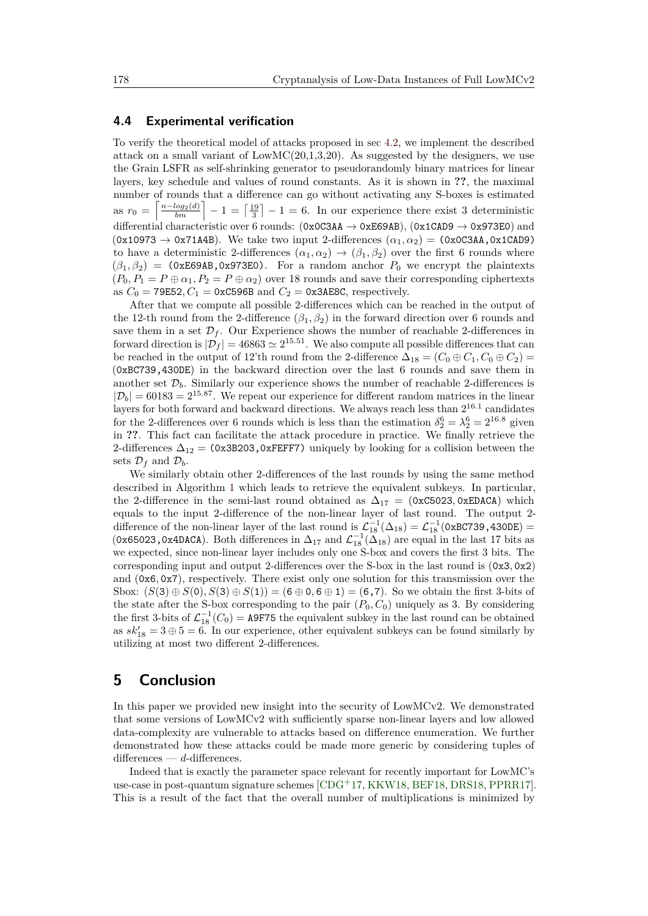### 4.4 Experimental verification

To verify the theoretical model of attacks proposed in sec 4.2, we implement the described attack on a small variant of LowMC(20,1,3,20). As suggested by the designers, we use the Grain LSFR as self-shrinking generator to pseudorandomly binary matrices for linear layers, key schedule and values of round constants. As it is shown in ??, the maximal number of rounds that a difference can go without activating any S-boxes is estimated as $r_0 = \left\lceil \frac{n - log_2(d)}{bm} \right\rceil - 1 = \lceil \frac{19}{3} \rceil - 1 = 6$. In our experience there exist 3 deterministic differential characteristic over 6 rounds: (0x0C3AA $\rightarrow$ 0xE69AB), (0x1CAD9 $\rightarrow$ 0x973E0) and (0x10973 $\rightarrow$ 0x71A4B). We take two input 2-differences $(\alpha_1, \alpha_2) =$ (0x0C3AA,0x1CAD9) to have a deterministic 2-differences $(\alpha_1, \alpha_2) \rightarrow (\beta_1, \beta_2)$ over the first 6 rounds where $(\beta_1, \beta_2) =$ (0xE69AB,0x973E0). For a random anchor $P_0$ we encrypt the plaintexts $(P_0, P_1 = P \oplus \alpha_1, P_2 = P \oplus \alpha_2)$ over 18 rounds and save their corresponding ciphertexts as $C_0 =$ 79E52, $C_1 =$ 0xC596B and $C_2 =$ 0x3AE8C, respectively.

After that we compute all possible 2-differences which can be reached in the output of the 12-th round from the 2-difference $(\beta_1, \beta_2)$ in the forward direction over 6 rounds and save them in a set $\mathcal{D}_f$. Our Experience shows the number of reachable 2-differences in forward direction is $|\mathcal{D}_f| = 46863 \simeq 2^{15.51}$. We also compute all possible differences that can be reached in the output of 12'th round from the 2-difference $\Delta_{18} = (C_0 \oplus C_1, C_0 \oplus C_2) =$ (0xBC739,430DE) in the backward direction over the last 6 rounds and save them in another set $\mathcal{D}_b$. Similarly our experience shows the number of reachable 2-differences is $|\mathcal{D}_b| = 60183 = 2^{15.87}$. We repeat our experience for different random matrices in the linear layers for both forward and backward directions. We always reach less than $2^{16.1}$ candidates for the 2-differences over 6 rounds which is less than the estimation $\delta_2^6 = \lambda_2^6 = 2^{16.8}$ given in ??. This fact can facilitate the attack procedure in practice. We finally retrieve the 2-differences $\Delta_{12} =$ (0x3B203,0xFEFF7) uniquely by looking for a collision between the sets $\mathcal{D}_f$ and $\mathcal{D}_b$.

We similarly obtain other 2-differences of the last rounds by using the same method described in Algorithm 1 which leads to retrieve the equivalent subkeys. In particular, the 2-difference in the semi-last round obtained as $\Delta_{17} =$ (0xC5023, 0xEDACA) which equals to the input 2-difference of the non-linear layer of last round. The output 2-difference of the non-linear layer of the last round is $\mathcal{L}_{18}^{-1}(\Delta_{18}) = \mathcal{L}_{18}^{-1}$(0xBC739,430DE) $=$ (0x65023,0x4DACA). Both differences in $\Delta_{17}$ and $\mathcal{L}_{18}^{-1}(\Delta_{18})$ are equal in the last 17 bits as we expected, since non-linear layer includes only one S-box and covers the first 3 bits. The corresponding input and output 2-differences over the S-box in the last round is (0x3, 0x2) and (0x6, 0x7), respectively. There exist only one solution for this transmission over the Sbox: $(S(3) \oplus S(0), S(3) \oplus S(1)) = (6 \oplus 0, 6 \oplus 1) = (6, 7)$. So we obtain the first 3-bits of the state after the S-box corresponding to the pair $(P_0, C_0)$ uniquely as 3. By considering the first 3-bits of $\mathcal{L}_{18}^{-1}(C_0) =$ A9F75 the equivalent subkey in the last round can be obtained as $sk'_{18} = 3 \oplus 5 = 6$. In our experience, other equivalent subkeys can be found similarly by utilizing at most two different 2-differences.

## 5 Conclusion

In this paper we provided new insight into the security of LowMCv2. We demonstrated that some versions of LowMCv2 with sufficiently sparse non-linear layers and low allowed data-complexity are vulnerable to attacks based on difference enumeration. We further demonstrated how these attacks could be made more generic by considering tuples of differences — $d$-differences.

Indeed that is exactly the parameter space relevant for recently important for LowMC's use-case in post-quantum signature schemes [CDG+17, KKW18, BEF18, DRS18, PPRR17]. This is a result of the fact that the overall number of multiplications is minimized by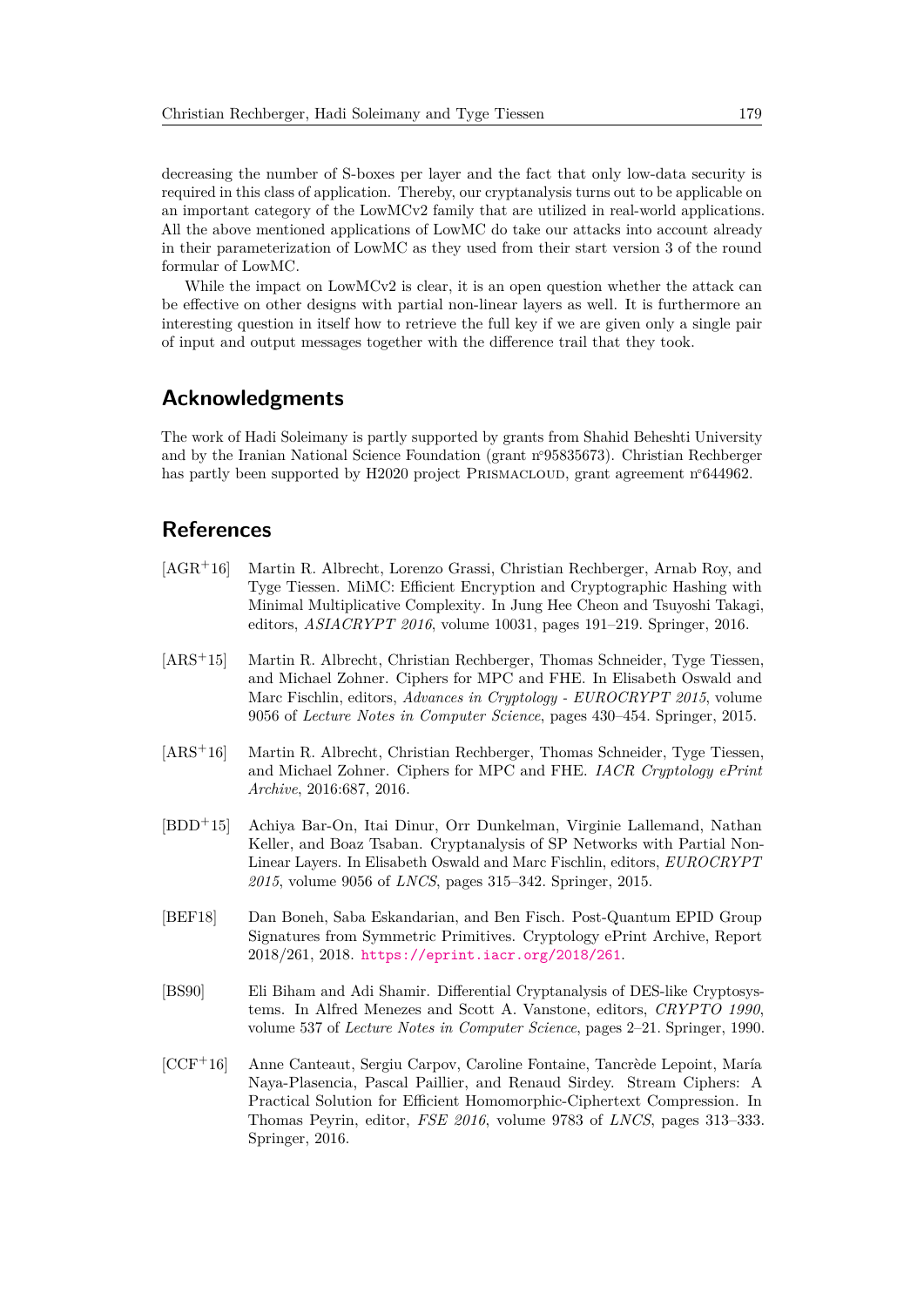decreasing the number of S-boxes per layer and the fact that only low-data security is required in this class of application. Thereby, our cryptanalysis turns out to be applicable on an important category of the LowMCv2 family that are utilized in real-world applications. All the above mentioned applications of LowMC do take our attacks into account already in their parameterization of LowMC as they used from their start version 3 of the round formular of LowMC.

While the impact on LowMCv2 is clear, it is an open question whether the attack can be effective on other designs with partial non-linear layers as well. It is furthermore an interesting question in itself how to retrieve the full key if we are given only a single pair of input and output messages together with the difference trail that they took.

## Acknowledgments

The work of Hadi Soleimany is partly supported by grants from Shahid Beheshti University and by the Iranian National Science Foundation (grant n°95835673). Christian Rechberger has partly been supported by H2020 project PRISMACLOUD, grant agreement n°644962.

## References

[AGR+16] Martin R. Albrecht, Lorenzo Grassi, Christian Rechberger, Arnab Roy, and Tyge Tiessen. MiMC: Efficient Encryption and Cryptographic Hashing with Minimal Multiplicative Complexity. In Jung Hee Cheon and Tsuyoshi Takagi, editors, *ASIACRYPT 2016*, volume 10031, pages 191–219. Springer, 2016.

[ARS+15] Martin R. Albrecht, Christian Rechberger, Thomas Schneider, Tyge Tiessen, and Michael Zohner. Ciphers for MPC and FHE. In Elisabeth Oswald and Marc Fischlin, editors, *Advances in Cryptology - EUROCRYPT 2015*, volume 9056 of *Lecture Notes in Computer Science*, pages 430–454. Springer, 2015.

[ARS+16] Martin R. Albrecht, Christian Rechberger, Thomas Schneider, Tyge Tiessen, and Michael Zohner. Ciphers for MPC and FHE. *IACR Cryptology ePrint Archive*, 2016:687, 2016.

[BDD+15] Achiya Bar-On, Itai Dinur, Orr Dunkelman, Virginie Lallemand, Nathan Keller, and Boaz Tsaban. Cryptanalysis of SP Networks with Partial Non-Linear Layers. In Elisabeth Oswald and Marc Fischlin, editors, *EUROCRYPT 2015*, volume 9056 of *LNCS*, pages 315–342. Springer, 2015.

[BEF18] Dan Boneh, Saba Eskandarian, and Ben Fisch. Post-Quantum EPID Group Signatures from Symmetric Primitives. Cryptology ePrint Archive, Report 2018/261, 2018. https://eprint.iacr.org/2018/261.

[BS90] Eli Biham and Adi Shamir. Differential Cryptanalysis of DES-like Cryptosystems. In Alfred Menezes and Scott A. Vanstone, editors, *CRYPTO 1990*, volume 537 of *Lecture Notes in Computer Science*, pages 2–21. Springer, 1990.

[CCF+16] Anne Canteaut, Sergiu Carpov, Caroline Fontaine, Tancrède Lepoint, María Naya-Plasencia, Pascal Paillier, and Renaud Sirdey. Stream Ciphers: A Practical Solution for Efficient Homomorphic-Ciphertext Compression. In Thomas Peyrin, editor, *FSE 2016*, volume 9783 of *LNCS*, pages 313–333. Springer, 2016.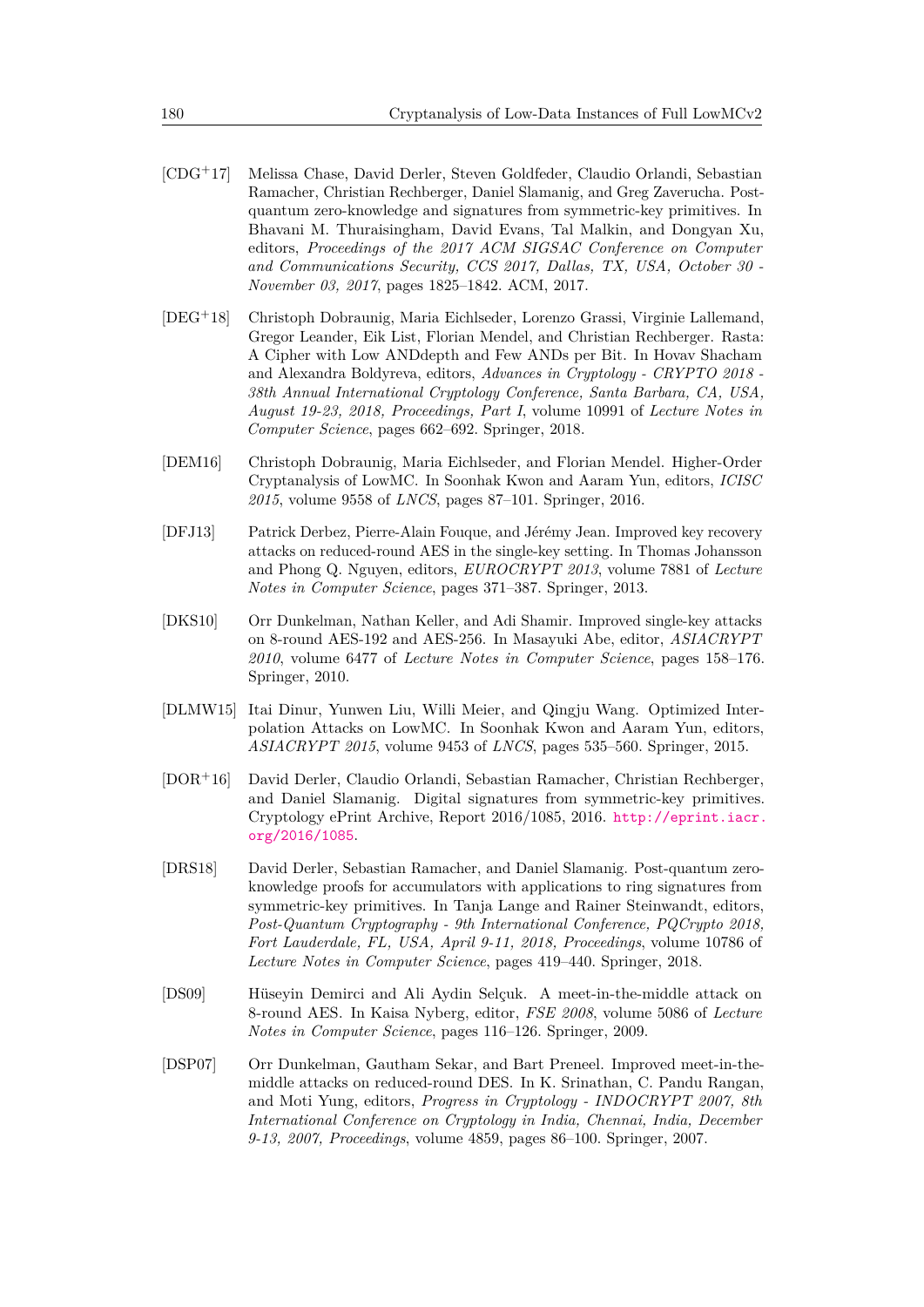[CDG<sup>+</sup>17] Melissa Chase, David Derler, Steven Goldfeder, Claudio Orlandi, Sebastian Ramacher, Christian Rechberger, Daniel Slamanig, and Greg Zaverucha. Post-quantum zero-knowledge and signatures from symmetric-key primitives. In Bhavani M. Thuraisingham, David Evans, Tal Malkin, and Dongyan Xu, editors, *Proceedings of the 2017 ACM SIGSAC Conference on Computer and Communications Security, CCS 2017, Dallas, TX, USA, October 30 - November 03, 2017*, pages 1825–1842. ACM, 2017.

[DEG<sup>+</sup>18] Christoph Dobraunig, Maria Eichlseder, Lorenzo Grassi, Virginie Lallemand, Gregor Leander, Eik List, Florian Mendel, and Christian Rechberger. Rasta: A Cipher with Low ANDdepth and Few ANDs per Bit. In Hovav Shacham and Alexandra Boldyreva, editors, *Advances in Cryptology - CRYPTO 2018 - 38th Annual International Cryptology Conference, Santa Barbara, CA, USA, August 19-23, 2018, Proceedings, Part I*, volume 10991 of *Lecture Notes in Computer Science*, pages 662–692. Springer, 2018.

[DEM16] Christoph Dobraunig, Maria Eichlseder, and Florian Mendel. Higher-Order Cryptanalysis of LowMC. In Soonhak Kwon and Aaram Yun, editors, *ICISC 2015*, volume 9558 of *LNCS*, pages 87–101. Springer, 2016.

[DFJ13] Patrick Derbez, Pierre-Alain Fouque, and Jérémy Jean. Improved key recovery attacks on reduced-round AES in the single-key setting. In Thomas Johansson and Phong Q. Nguyen, editors, *EUROCRYPT 2013*, volume 7881 of *Lecture Notes in Computer Science*, pages 371–387. Springer, 2013.

[DKS10] Orr Dunkelman, Nathan Keller, and Adi Shamir. Improved single-key attacks on 8-round AES-192 and AES-256. In Masayuki Abe, editor, *ASIACRYPT 2010*, volume 6477 of *Lecture Notes in Computer Science*, pages 158–176. Springer, 2010.

[DLMW15] Itai Dinur, Yunwen Liu, Willi Meier, and Qingju Wang. Optimized Interpolation Attacks on LowMC. In Soonhak Kwon and Aaram Yun, editors, *ASIACRYPT 2015*, volume 9453 of *LNCS*, pages 535–560. Springer, 2015.

[DOR<sup>+</sup>16] David Derler, Claudio Orlandi, Sebastian Ramacher, Christian Rechberger, and Daniel Slamanig. Digital signatures from symmetric-key primitives. Cryptology ePrint Archive, Report 2016/1085, 2016. http://eprint.iacr.org/2016/1085.

[DRS18] David Derler, Sebastian Ramacher, and Daniel Slamanig. Post-quantum zero-knowledge proofs for accumulators with applications to ring signatures from symmetric-key primitives. In Tanja Lange and Rainer Steinwandt, editors, *Post-Quantum Cryptography - 9th International Conference, PQCrypto 2018, Fort Lauderdale, FL, USA, April 9-11, 2018, Proceedings*, volume 10786 of *Lecture Notes in Computer Science*, pages 419–440. Springer, 2018.

[DS09] Hüseyin Demirci and Ali Aydin Selçuk. A meet-in-the-middle attack on 8-round AES. In Kaisa Nyberg, editor, *FSE 2008*, volume 5086 of *Lecture Notes in Computer Science*, pages 116–126. Springer, 2009.

[DSP07] Orr Dunkelman, Gautham Sekar, and Bart Preneel. Improved meet-in-the-middle attacks on reduced-round DES. In K. Srinathan, C. Pandu Rangan, and Moti Yung, editors, *Progress in Cryptology - INDOCRYPT 2007, 8th International Conference on Cryptology in India, Chennai, India, December 9-13, 2007, Proceedings*, volume 4859, pages 86–100. Springer, 2007.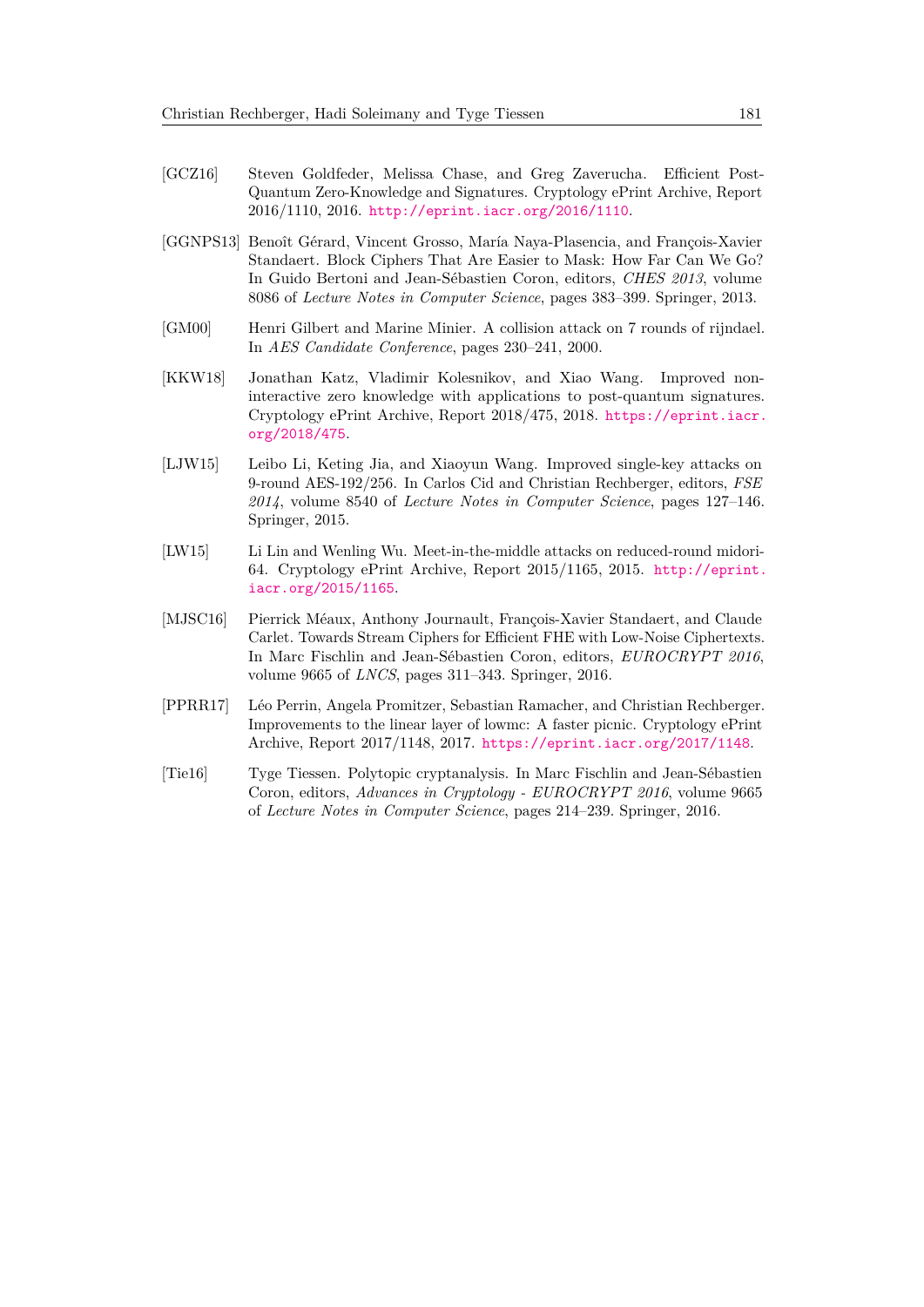[GCZ16] Steven Goldfeder, Melissa Chase, and Greg Zaverucha. Efficient Post-Quantum Zero-Knowledge and Signatures. Cryptology ePrint Archive, Report 2016/1110, 2016. http://eprint.iacr.org/2016/1110.

[GGNPS13] Benoît Gérard, Vincent Grosso, María Naya-Plasencia, and François-Xavier Standaert. Block Ciphers That Are Easier to Mask: How Far Can We Go? In Guido Bertoni and Jean-Sébastien Coron, editors, *CHES 2013*, volume 8086 of *Lecture Notes in Computer Science*, pages 383–399. Springer, 2013.

[GM00] Henri Gilbert and Marine Minier. A collision attack on 7 rounds of rijndael. In *AES Candidate Conference*, pages 230–241, 2000.

[KKW18] Jonathan Katz, Vladimir Kolesnikov, and Xiao Wang. Improved non-interactive zero knowledge with applications to post-quantum signatures. Cryptology ePrint Archive, Report 2018/475, 2018. https://eprint.iacr.org/2018/475.

[LJW15] Leibo Li, Keting Jia, and Xiaoyun Wang. Improved single-key attacks on 9-round AES-192/256. In Carlos Cid and Christian Rechberger, editors, *FSE 2014*, volume 8540 of *Lecture Notes in Computer Science*, pages 127–146. Springer, 2015.

[LW15] Li Lin and Wenling Wu. Meet-in-the-middle attacks on reduced-round midori-64. Cryptology ePrint Archive, Report 2015/1165, 2015. http://eprint.iacr.org/2015/1165.

[MJSC16] Pierrick Méaux, Anthony Journault, François-Xavier Standaert, and Claude Carlet. Towards Stream Ciphers for Efficient FHE with Low-Noise Ciphertexts. In Marc Fischlin and Jean-Sébastien Coron, editors, *EUROCRYPT 2016*, volume 9665 of *LNCS*, pages 311–343. Springer, 2016.

[PPRR17] Léo Perrin, Angela Promitzer, Sebastian Ramacher, and Christian Rechberger. Improvements to the linear layer of lowmc: A faster picnic. Cryptology ePrint Archive, Report 2017/1148, 2017. https://eprint.iacr.org/2017/1148.

[Tie16] Tyge Tiessen. Polytopic cryptanalysis. In Marc Fischlin and Jean-Sébastien Coron, editors, *Advances in Cryptology - EUROCRYPT 2016*, volume 9665 of *Lecture Notes in Computer Science*, pages 214–239. Springer, 2016.